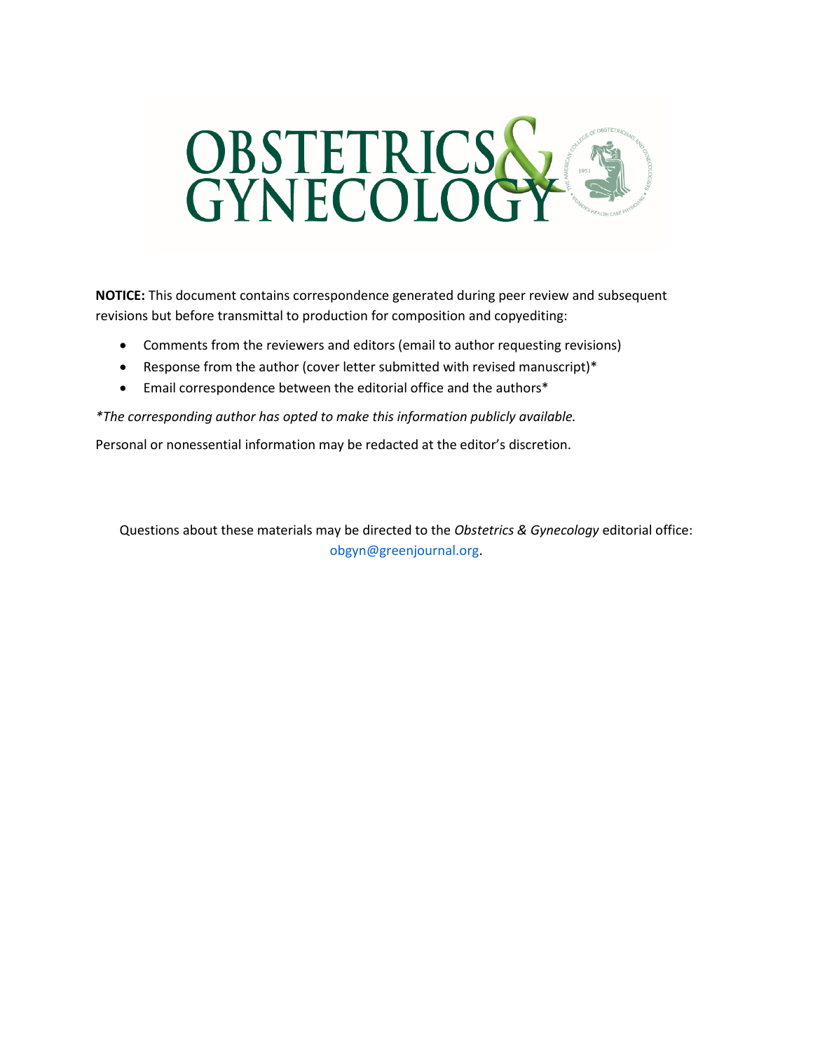# OBSTETRICS & GYNECOLOGY

**NOTICE:** This document contains correspondence generated during peer review and subsequent revisions but before transmittal to production for composition and copyediting:

- Comments from the reviewers and editors (email to author requesting revisions)
- Response from the author (cover letter submitted with revised manuscript)*
- Email correspondence between the editorial office and the authors*

**The corresponding author has opted to make this information publicly available.*

Personal or nonessential information may be redacted at the editor's discretion.

Questions about these materials may be directed to the *Obstetrics & Gynecology* editorial office: obgyn@greenjournal.org.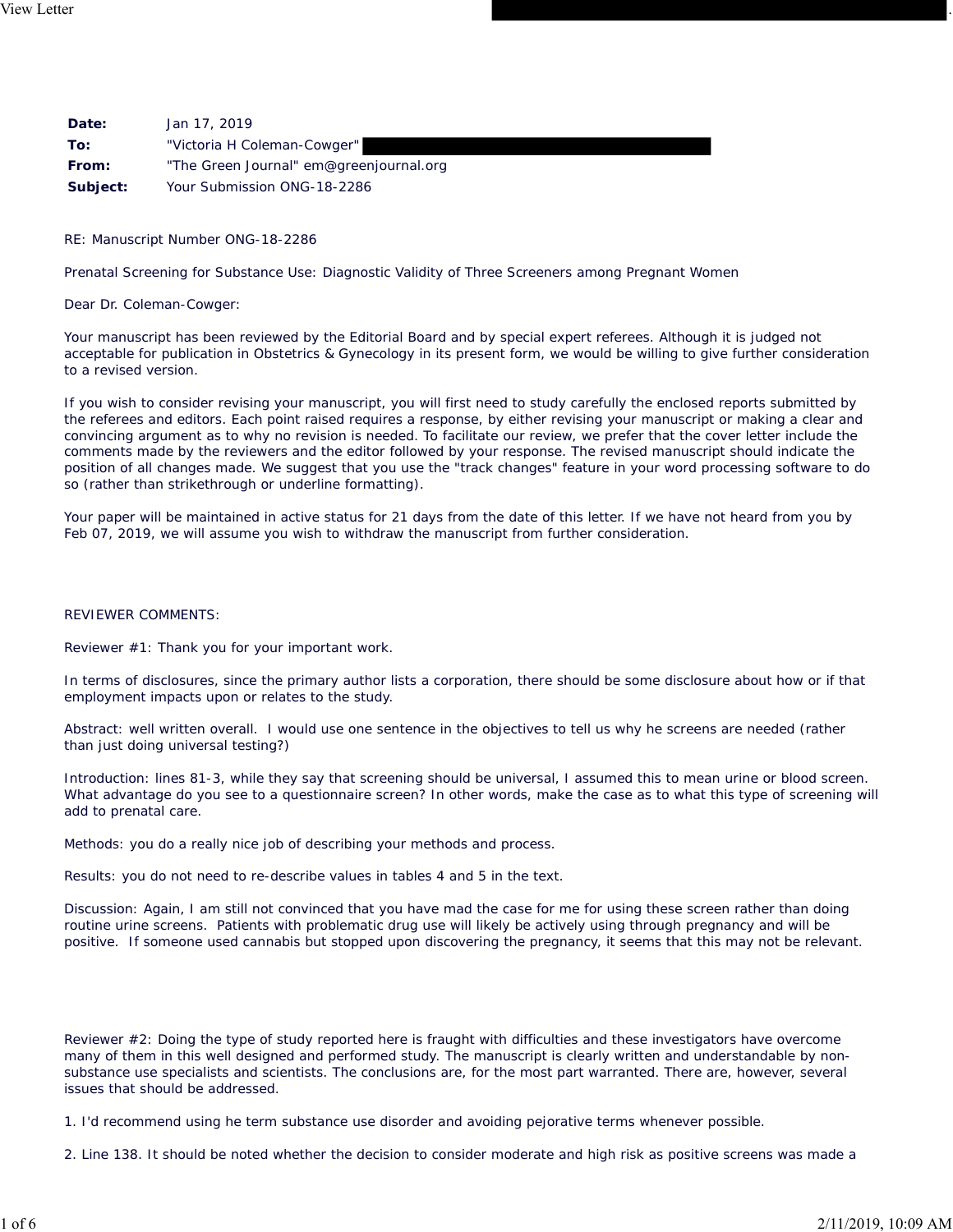| | |
|---|---|
| **Date:** | Jan 17, 2019 |
| **To:** | "Victoria H Coleman-Cowger" |
| **From:** | "The Green Journal" em@greenjournal.org |
| **Subject:** | Your Submission ONG-18-2286 |

RE: Manuscript Number ONG-18-2286

Prenatal Screening for Substance Use: Diagnostic Validity of Three Screeners among Pregnant Women

Dear Dr. Coleman-Cowger:

Your manuscript has been reviewed by the Editorial Board and by special expert referees. Although it is judged not acceptable for publication in Obstetrics & Gynecology in its present form, we would be willing to give further consideration to a revised version.

If you wish to consider revising your manuscript, you will first need to study carefully the enclosed reports submitted by the referees and editors. Each point raised requires a response, by either revising your manuscript or making a clear and convincing argument as to why no revision is needed. To facilitate our review, we prefer that the cover letter include the comments made by the reviewers and the editor followed by your response. The revised manuscript should indicate the position of all changes made. We suggest that you use the "track changes" feature in your word processing software to do so (rather than strikethrough or underline formatting).

Your paper will be maintained in active status for 21 days from the date of this letter. If we have not heard from you by Feb 07, 2019, we will assume you wish to withdraw the manuscript from further consideration.

REVIEWER COMMENTS:

Reviewer #1: Thank you for your important work.

In terms of disclosures, since the primary author lists a corporation, there should be some disclosure about how or if that employment impacts upon or relates to the study.

Abstract: well written overall. I would use one sentence in the objectives to tell us why he screens are needed (rather than just doing universal testing?)

Introduction: lines 81-3, while they say that screening should be universal, I assumed this to mean urine or blood screen. What advantage do you see to a questionnaire screen? In other words, make the case as to what this type of screening will add to prenatal care.

Methods: you do a really nice job of describing your methods and process.

Results: you do not need to re-describe values in tables 4 and 5 in the text.

Discussion: Again, I am still not convinced that you have mad the case for me for using these screen rather than doing routine urine screens. Patients with problematic drug use will likely be actively using through pregnancy and will be positive. If someone used cannabis but stopped upon discovering the pregnancy, it seems that this may not be relevant.

Reviewer #2: Doing the type of study reported here is fraught with difficulties and these investigators have overcome many of them in this well designed and performed study. The manuscript is clearly written and understandable by non-substance use specialists and scientists. The conclusions are, for the most part warranted. There are, however, several issues that should be addressed.

1. I'd recommend using he term substance use disorder and avoiding pejorative terms whenever possible.

2. Line 138. It should be noted whether the decision to consider moderate and high risk as positive screens was made a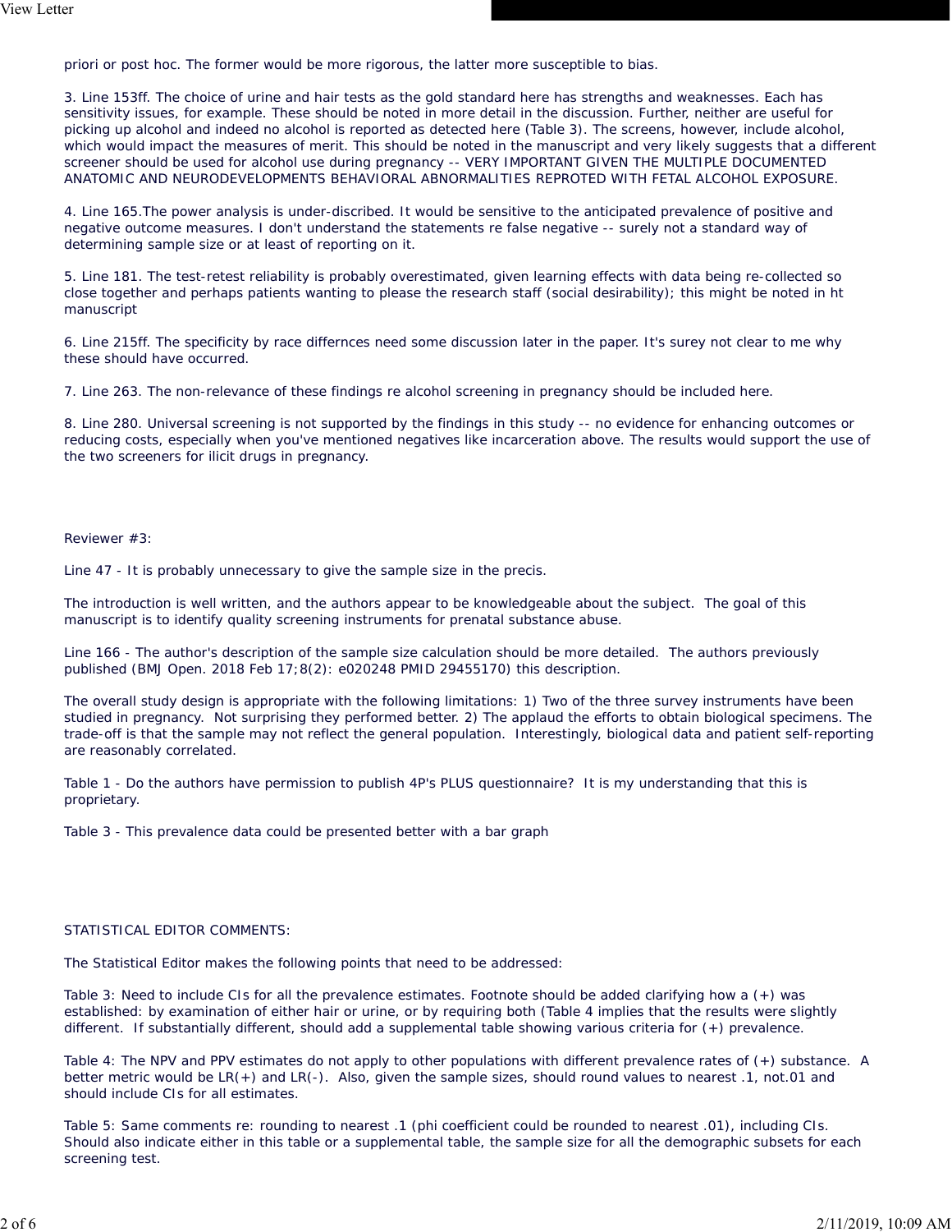priori or post hoc. The former would be more rigorous, the latter more susceptible to bias.

3. Line 153ff. The choice of urine and hair tests as the gold standard here has strengths and weaknesses. Each has sensitivity issues, for example. These should be noted in more detail in the discussion. Further, neither are useful for picking up alcohol and indeed no alcohol is reported as detected here (Table 3). The screens, however, include alcohol, which would impact the measures of merit. This should be noted in the manuscript and very likely suggests that a different screener should be used for alcohol use during pregnancy -- VERY IMPORTANT GIVEN THE MULTIPLE DOCUMENTED ANATOMIC AND NEURODEVELOPMENTS BEHAVIORAL ABNORMALITIES REPROTED WITH FETAL ALCOHOL EXPOSURE.

4. Line 165.The power analysis is under-discribed. It would be sensitive to the anticipated prevalence of positive and negative outcome measures. I don't understand the statements re false negative -- surely not a standard way of determining sample size or at least of reporting on it.

5. Line 181. The test-retest reliability is probably overestimated, given learning effects with data being re-collected so close together and perhaps patients wanting to please the research staff (social desirability); this might be noted in ht manuscript

6. Line 215ff. The specificity by race differnces need some discussion later in the paper. It's surey not clear to me why these should have occurred.

7. Line 263. The non-relevance of these findings re alcohol screening in pregnancy should be included here.

8. Line 280. Universal screening is not supported by the findings in this study -- no evidence for enhancing outcomes or reducing costs, especially when you've mentioned negatives like incarceration above. The results would support the use of the two screeners for ilicit drugs in pregnancy.

Reviewer #3:

Line 47 - It is probably unnecessary to give the sample size in the precis.

The introduction is well written, and the authors appear to be knowledgeable about the subject. The goal of this manuscript is to identify quality screening instruments for prenatal substance abuse.

Line 166 - The author's description of the sample size calculation should be more detailed. The authors previously published (BMJ Open. 2018 Feb 17;8(2): e020248 PMID 29455170) this description.

The overall study design is appropriate with the following limitations: 1) Two of the three survey instruments have been studied in pregnancy. Not surprising they performed better. 2) The applaud the efforts to obtain biological specimens. The trade-off is that the sample may not reflect the general population. Interestingly, biological data and patient self-reporting are reasonably correlated.

Table 1 - Do the authors have permission to publish 4P's PLUS questionnaire? It is my understanding that this is proprietary.

Table 3 - This prevalence data could be presented better with a bar graph

STATISTICAL EDITOR COMMENTS:

The Statistical Editor makes the following points that need to be addressed:

Table 3: Need to include CIs for all the prevalence estimates. Footnote should be added clarifying how a (+) was established: by examination of either hair or urine, or by requiring both (Table 4 implies that the results were slightly different. If substantially different, should add a supplemental table showing various criteria for (+) prevalence.

Table 4: The NPV and PPV estimates do not apply to other populations with different prevalence rates of (+) substance. A better metric would be LR(+) and LR(-). Also, given the sample sizes, should round values to nearest .1, not.01 and should include CIs for all estimates.

Table 5: Same comments re: rounding to nearest .1 (phi coefficient could be rounded to nearest .01), including CIs. Should also indicate either in this table or a supplemental table, the sample size for all the demographic subsets for each screening test.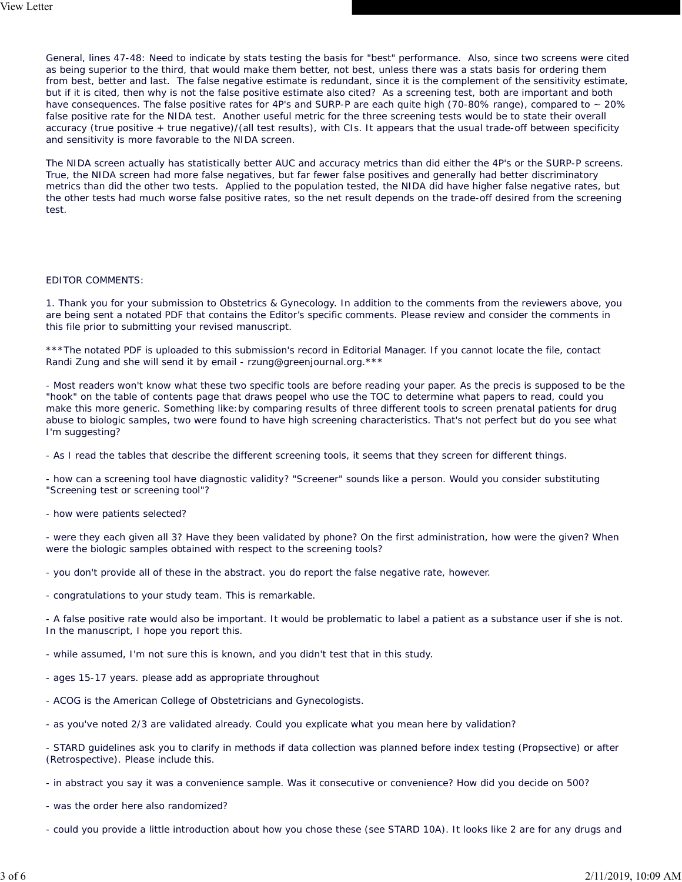General, lines 47-48: Need to indicate by stats testing the basis for "best" performance. Also, since two screens were cited as being superior to the third, that would make them better, not best, unless there was a stats basis for ordering them from best, better and last. The false negative estimate is redundant, since it is the complement of the sensitivity estimate, but if it is cited, then why is not the false positive estimate also cited? As a screening test, both are important and both have consequences. The false positive rates for 4P's and SURP-P are each quite high (70-80% range), compared to ~ 20% false positive rate for the NIDA test. Another useful metric for the three screening tests would be to state their overall accuracy (true positive + true negative)/(all test results), with CIs. It appears that the usual trade-off between specificity and sensitivity is more favorable to the NIDA screen.

The NIDA screen actually has statistically better AUC and accuracy metrics than did either the 4P's or the SURP-P screens. True, the NIDA screen had more false negatives, but far fewer false positives and generally had better discriminatory metrics than did the other two tests. Applied to the population tested, the NIDA did have higher false negative rates, but the other tests had much worse false positive rates, so the net result depends on the trade-off desired from the screening test.

EDITOR COMMENTS:

1. Thank you for your submission to Obstetrics & Gynecology. In addition to the comments from the reviewers above, you are being sent a notated PDF that contains the Editor's specific comments. Please review and consider the comments in this file prior to submitting your revised manuscript.

***The notated PDF is uploaded to this submission's record in Editorial Manager. If you cannot locate the file, contact Randi Zung and she will send it by email - rzung@greenjournal.org.***

- Most readers won't know what these two specific tools are before reading your paper. As the precis is supposed to be the "hook" on the table of contents page that draws peopel who use the TOC to determine what papers to read, could you make this more generic. Something like:by comparing results of three different tools to screen prenatal patients for drug abuse to biologic samples, two were found to have high screening characteristics. That's not perfect but do you see what I'm suggesting?

- As I read the tables that describe the different screening tools, it seems that they screen for different things.

- how can a screening tool have diagnostic validity? "Screener" sounds like a person. Would you consider substituting "Screening test or screening tool"?

- how were patients selected?

- were they each given all 3? Have they been validated by phone? On the first administration, how were the given? When were the biologic samples obtained with respect to the screening tools?

- you don't provide all of these in the abstract. you do report the false negative rate, however.

- congratulations to your study team. This is remarkable.

- A false positive rate would also be important. It would be problematic to label a patient as a substance user if she is not. In the manuscript, I hope you report this.

- while assumed, I'm not sure this is known, and you didn't test that in this study.

- ages 15-17 years. please add as appropriate throughout

- ACOG is the American College of Obstetricians and Gynecologists.

- as you've noted 2/3 are validated already. Could you explicate what you mean here by validation?

- STARD guidelines ask you to clarify in methods if data collection was planned before index testing (Propsective) or after (Retrospective). Please include this.

- in abstract you say it was a convenience sample. Was it consecutive or convenience? How did you decide on 500?

- was the order here also randomized?

- could you provide a little introduction about how you chose these (see STARD 10A). It looks like 2 are for any drugs and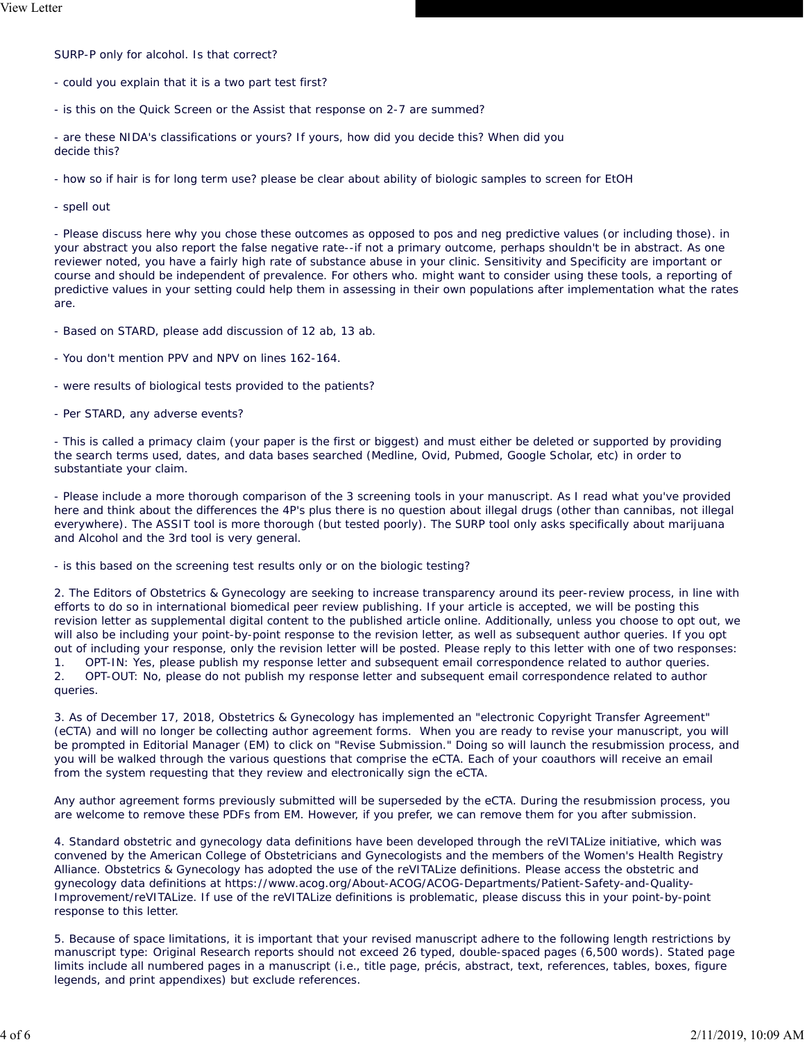SURP-P only for alcohol. Is that correct?

- could you explain that it is a two part test first?

- is this on the Quick Screen or the Assist that response on 2-7 are summed?

- are these NIDA's classifications or yours? If yours, how did you decide this? When did you decide this?

- how so if hair is for long term use? please be clear about ability of biologic samples to screen for EtOH

- spell out

- Please discuss here why you chose these outcomes as opposed to pos and neg predictive values (or including those). in your abstract you also report the false negative rate--if not a primary outcome, perhaps shouldn't be in abstract. As one reviewer noted, you have a fairly high rate of substance abuse in your clinic. Sensitivity and Specificity are important or course and should be independent of prevalence. For others who. might want to consider using these tools, a reporting of predictive values in your setting could help them in assessing in their own populations after implementation what the rates are.

- Based on STARD, please add discussion of 12 ab, 13 ab.

- You don't mention PPV and NPV on lines 162-164.

- were results of biological tests provided to the patients?

- Per STARD, any adverse events?

- This is called a primacy claim (your paper is the first or biggest) and must either be deleted or supported by providing the search terms used, dates, and data bases searched (Medline, Ovid, Pubmed, Google Scholar, etc) in order to substantiate your claim.

- Please include a more thorough comparison of the 3 screening tools in your manuscript. As I read what you've provided here and think about the differences the 4P's plus there is no question about illegal drugs (other than cannibas, not illegal everywhere). The ASSIT tool is more thorough (but tested poorly). The SURP tool only asks specifically about marijuana and Alcohol and the 3rd tool is very general.

- is this based on the screening test results only or on the biologic testing?

2. The Editors of Obstetrics & Gynecology are seeking to increase transparency around its peer-review process, in line with efforts to do so in international biomedical peer review publishing. If your article is accepted, we will be posting this revision letter as supplemental digital content to the published article online. Additionally, unless you choose to opt out, we will also be including your point-by-point response to the revision letter, as well as subsequent author queries. If you opt out of including your response, only the revision letter will be posted. Please reply to this letter with one of two responses:

1. OPT-IN: Yes, please publish my response letter and subsequent email correspondence related to author queries.
2. OPT-OUT: No, please do not publish my response letter and subsequent email correspondence related to author queries.

3. As of December 17, 2018, Obstetrics & Gynecology has implemented an "electronic Copyright Transfer Agreement" (eCTA) and will no longer be collecting author agreement forms. When you are ready to revise your manuscript, you will be prompted in Editorial Manager (EM) to click on "Revise Submission." Doing so will launch the resubmission process, and you will be walked through the various questions that comprise the eCTA. Each of your coauthors will receive an email from the system requesting that they review and electronically sign the eCTA.

Any author agreement forms previously submitted will be superseded by the eCTA. During the resubmission process, you are welcome to remove these PDFs from EM. However, if you prefer, we can remove them for you after submission.

4. Standard obstetric and gynecology data definitions have been developed through the reVITALize initiative, which was convened by the American College of Obstetricians and Gynecologists and the members of the Women's Health Registry Alliance. Obstetrics & Gynecology has adopted the use of the reVITALize definitions. Please access the obstetric and gynecology data definitions at https://www.acog.org/About-ACOG/ACOG-Departments/Patient-Safety-and-Quality-Improvement/reVITALize. If use of the reVITALize definitions is problematic, please discuss this in your point-by-point response to this letter.

5. Because of space limitations, it is important that your revised manuscript adhere to the following length restrictions by manuscript type: Original Research reports should not exceed 26 typed, double-spaced pages (6,500 words). Stated page limits include all numbered pages in a manuscript (i.e., title page, précis, abstract, text, references, tables, boxes, figure legends, and print appendixes) but exclude references.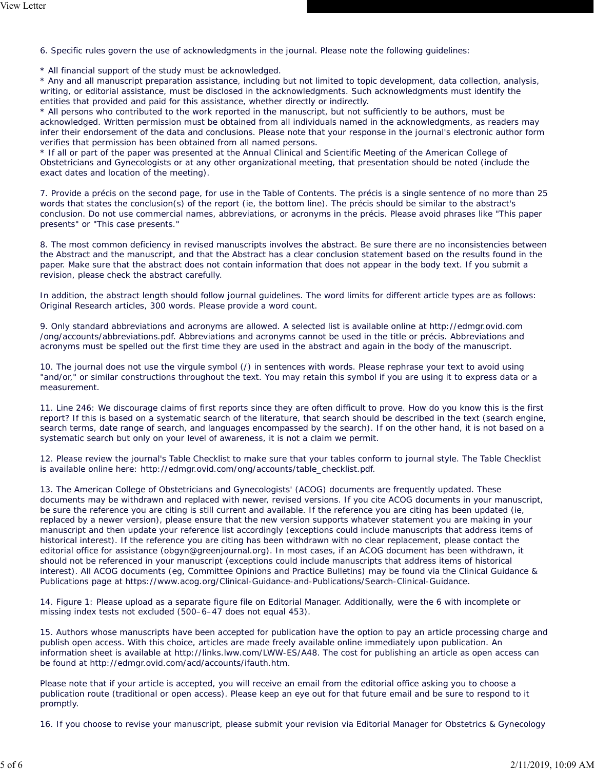6. Specific rules govern the use of acknowledgments in the journal. Please note the following guidelines:

* All financial support of the study must be acknowledged.
* Any and all manuscript preparation assistance, including but not limited to topic development, data collection, analysis, writing, or editorial assistance, must be disclosed in the acknowledgments. Such acknowledgments must identify the entities that provided and paid for this assistance, whether directly or indirectly.
* All persons who contributed to the work reported in the manuscript, but not sufficiently to be authors, must be acknowledged. Written permission must be obtained from all individuals named in the acknowledgments, as readers may infer their endorsement of the data and conclusions. Please note that your response in the journal's electronic author form verifies that permission has been obtained from all named persons.
* If all or part of the paper was presented at the Annual Clinical and Scientific Meeting of the American College of Obstetricians and Gynecologists or at any other organizational meeting, that presentation should be noted (include the exact dates and location of the meeting).

7. Provide a précis on the second page, for use in the Table of Contents. The précis is a single sentence of no more than 25 words that states the conclusion(s) of the report (ie, the bottom line). The précis should be similar to the abstract's conclusion. Do not use commercial names, abbreviations, or acronyms in the précis. Please avoid phrases like "This paper presents" or "This case presents."

8. The most common deficiency in revised manuscripts involves the abstract. Be sure there are no inconsistencies between the Abstract and the manuscript, and that the Abstract has a clear conclusion statement based on the results found in the paper. Make sure that the abstract does not contain information that does not appear in the body text. If you submit a revision, please check the abstract carefully.

In addition, the abstract length should follow journal guidelines. The word limits for different article types are as follows: Original Research articles, 300 words. Please provide a word count.

9. Only standard abbreviations and acronyms are allowed. A selected list is available online at http://edmgr.ovid.com/ong/accounts/abbreviations.pdf. Abbreviations and acronyms cannot be used in the title or précis. Abbreviations and acronyms must be spelled out the first time they are used in the abstract and again in the body of the manuscript.

10. The journal does not use the virgule symbol (/) in sentences with words. Please rephrase your text to avoid using "and/or," or similar constructions throughout the text. You may retain this symbol if you are using it to express data or a measurement.

11. Line 246: We discourage claims of first reports since they are often difficult to prove. How do you know this is the first report? If this is based on a systematic search of the literature, that search should be described in the text (search engine, search terms, date range of search, and languages encompassed by the search). If on the other hand, it is not based on a systematic search but only on your level of awareness, it is not a claim we permit.

12. Please review the journal's Table Checklist to make sure that your tables conform to journal style. The Table Checklist is available online here: http://edmgr.ovid.com/ong/accounts/table_checklist.pdf.

13. The American College of Obstetricians and Gynecologists' (ACOG) documents are frequently updated. These documents may be withdrawn and replaced with newer, revised versions. If you cite ACOG documents in your manuscript, be sure the reference you are citing is still current and available. If the reference you are citing has been updated (ie, replaced by a newer version), please ensure that the new version supports whatever statement you are making in your manuscript and then update your reference list accordingly (exceptions could include manuscripts that address items of historical interest). If the reference you are citing has been withdrawn with no clear replacement, please contact the editorial office for assistance (obgyn@greenjournal.org). In most cases, if an ACOG document has been withdrawn, it should not be referenced in your manuscript (exceptions could include manuscripts that address items of historical interest). All ACOG documents (eg, Committee Opinions and Practice Bulletins) may be found via the Clinical Guidance & Publications page at https://www.acog.org/Clinical-Guidance-and-Publications/Search-Clinical-Guidance.

14. Figure 1: Please upload as a separate figure file on Editorial Manager. Additionally, were the 6 with incomplete or missing index tests not excluded (500–6–47 does not equal 453).

15. Authors whose manuscripts have been accepted for publication have the option to pay an article processing charge and publish open access. With this choice, articles are made freely available online immediately upon publication. An information sheet is available at http://links.lww.com/LWW-ES/A48. The cost for publishing an article as open access can be found at http://edmgr.ovid.com/acd/accounts/ifauth.htm.

Please note that if your article is accepted, you will receive an email from the editorial office asking you to choose a publication route (traditional or open access). Please keep an eye out for that future email and be sure to respond to it promptly.

16. If you choose to revise your manuscript, please submit your revision via Editorial Manager for Obstetrics & Gynecology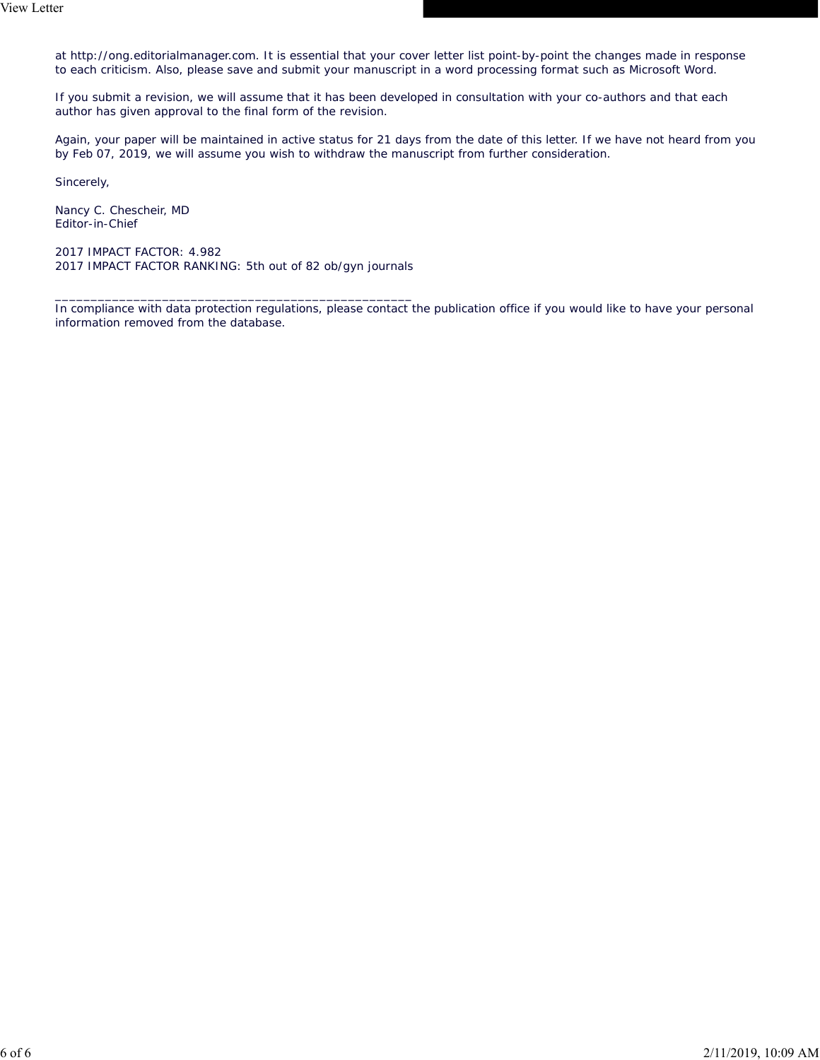at http://ong.editorialmanager.com. It is essential that your cover letter list point-by-point the changes made in response to each criticism. Also, please save and submit your manuscript in a word processing format such as Microsoft Word.

If you submit a revision, we will assume that it has been developed in consultation with your co-authors and that each author has given approval to the final form of the revision.

Again, your paper will be maintained in active status for 21 days from the date of this letter. If we have not heard from you by Feb 07, 2019, we will assume you wish to withdraw the manuscript from further consideration.

Sincerely,

Nancy C. Chescheir, MD
Editor-in-Chief

2017 IMPACT FACTOR: 4.982
2017 IMPACT FACTOR RANKING: 5th out of 82 ob/gyn journals

__________________________________________________
In compliance with data protection regulations, please contact the publication office if you would like to have your personal information removed from the database.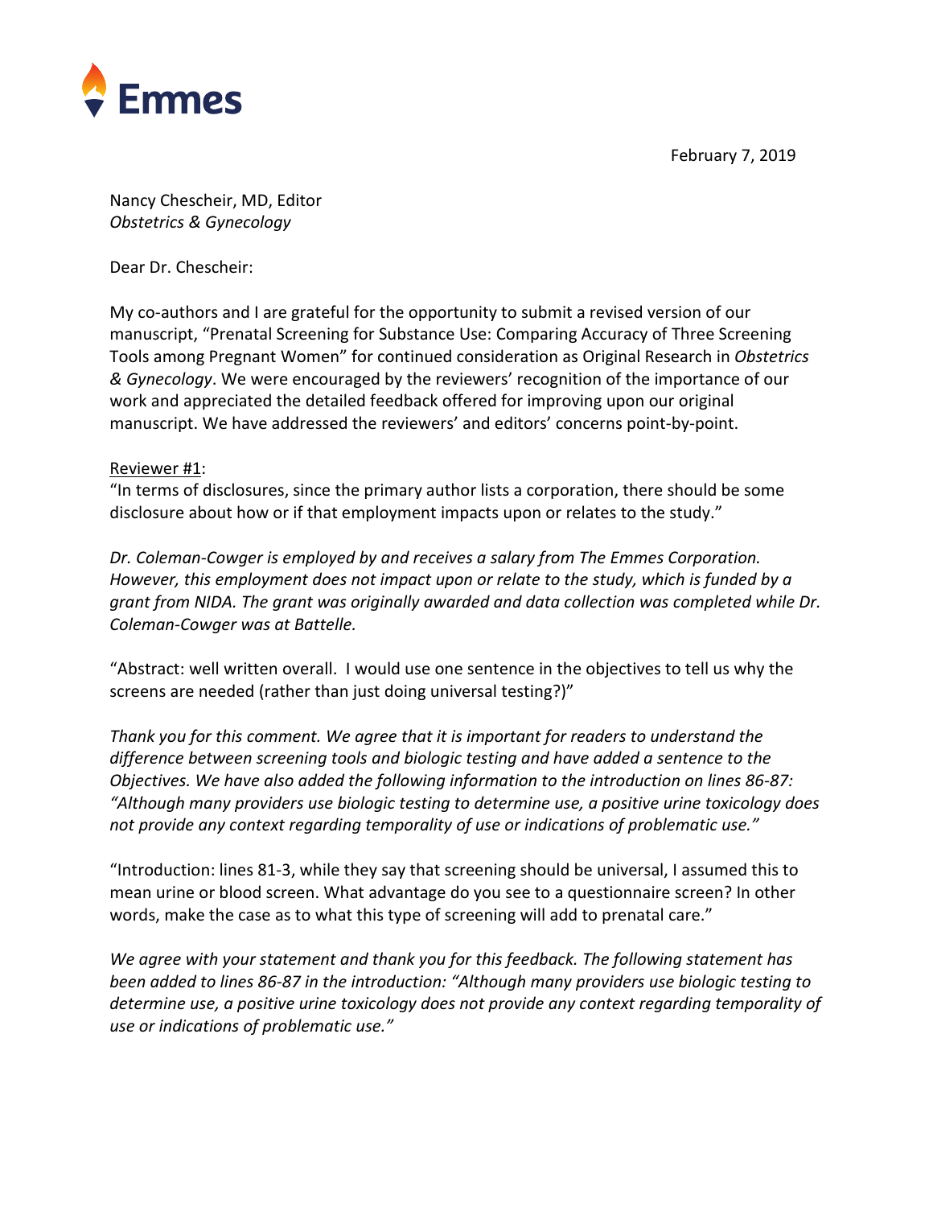Emmes

February 7, 2019

Nancy Chescheir, MD, Editor
*Obstetrics & Gynecology*

Dear Dr. Chescheir:

My co-authors and I are grateful for the opportunity to submit a revised version of our manuscript, "Prenatal Screening for Substance Use: Comparing Accuracy of Three Screening Tools among Pregnant Women" for continued consideration as Original Research in *Obstetrics & Gynecology*. We were encouraged by the reviewers' recognition of the importance of our work and appreciated the detailed feedback offered for improving upon our original manuscript. We have addressed the reviewers' and editors' concerns point-by-point.

Reviewer #1:

"In terms of disclosures, since the primary author lists a corporation, there should be some disclosure about how or if that employment impacts upon or relates to the study."

*Dr. Coleman-Cowger is employed by and receives a salary from The Emmes Corporation. However, this employment does not impact upon or relate to the study, which is funded by a grant from NIDA. The grant was originally awarded and data collection was completed while Dr. Coleman-Cowger was at Battelle.*

"Abstract: well written overall. I would use one sentence in the objectives to tell us why the screens are needed (rather than just doing universal testing?)"

*Thank you for this comment. We agree that it is important for readers to understand the difference between screening tools and biologic testing and have added a sentence to the Objectives. We have also added the following information to the introduction on lines 86-87: "Although many providers use biologic testing to determine use, a positive urine toxicology does not provide any context regarding temporality of use or indications of problematic use."*

"Introduction: lines 81-3, while they say that screening should be universal, I assumed this to mean urine or blood screen. What advantage do you see to a questionnaire screen? In other words, make the case as to what this type of screening will add to prenatal care."

*We agree with your statement and thank you for this feedback. The following statement has been added to lines 86-87 in the introduction: "Although many providers use biologic testing to determine use, a positive urine toxicology does not provide any context regarding temporality of use or indications of problematic use."*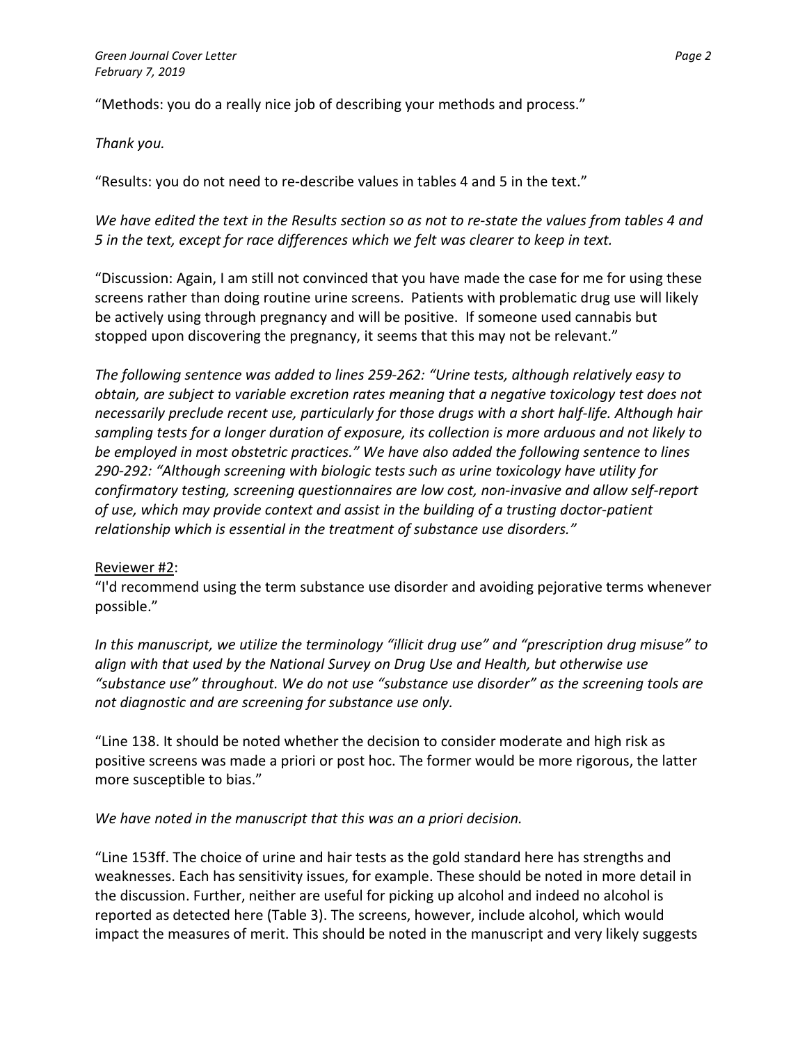"Methods: you do a really nice job of describing your methods and process."

*Thank you.*

"Results: you do not need to re-describe values in tables 4 and 5 in the text."

*We have edited the text in the Results section so as not to re-state the values from tables 4 and 5 in the text, except for race differences which we felt was clearer to keep in text.*

"Discussion: Again, I am still not convinced that you have made the case for me for using these screens rather than doing routine urine screens. Patients with problematic drug use will likely be actively using through pregnancy and will be positive. If someone used cannabis but stopped upon discovering the pregnancy, it seems that this may not be relevant."

*The following sentence was added to lines 259-262: "Urine tests, although relatively easy to obtain, are subject to variable excretion rates meaning that a negative toxicology test does not necessarily preclude recent use, particularly for those drugs with a short half-life. Although hair sampling tests for a longer duration of exposure, its collection is more arduous and not likely to be employed in most obstetric practices." We have also added the following sentence to lines 290-292: "Although screening with biologic tests such as urine toxicology have utility for confirmatory testing, screening questionnaires are low cost, non-invasive and allow self-report of use, which may provide context and assist in the building of a trusting doctor-patient relationship which is essential in the treatment of substance use disorders."*

<u>Reviewer #2</u>:

"I'd recommend using the term substance use disorder and avoiding pejorative terms whenever possible."

*In this manuscript, we utilize the terminology "illicit drug use" and "prescription drug misuse" to align with that used by the National Survey on Drug Use and Health, but otherwise use "substance use" throughout. We do not use "substance use disorder" as the screening tools are not diagnostic and are screening for substance use only.*

"Line 138. It should be noted whether the decision to consider moderate and high risk as positive screens was made a priori or post hoc. The former would be more rigorous, the latter more susceptible to bias."

*We have noted in the manuscript that this was an a priori decision.*

"Line 153ff. The choice of urine and hair tests as the gold standard here has strengths and weaknesses. Each has sensitivity issues, for example. These should be noted in more detail in the discussion. Further, neither are useful for picking up alcohol and indeed no alcohol is reported as detected here (Table 3). The screens, however, include alcohol, which would impact the measures of merit. This should be noted in the manuscript and very likely suggests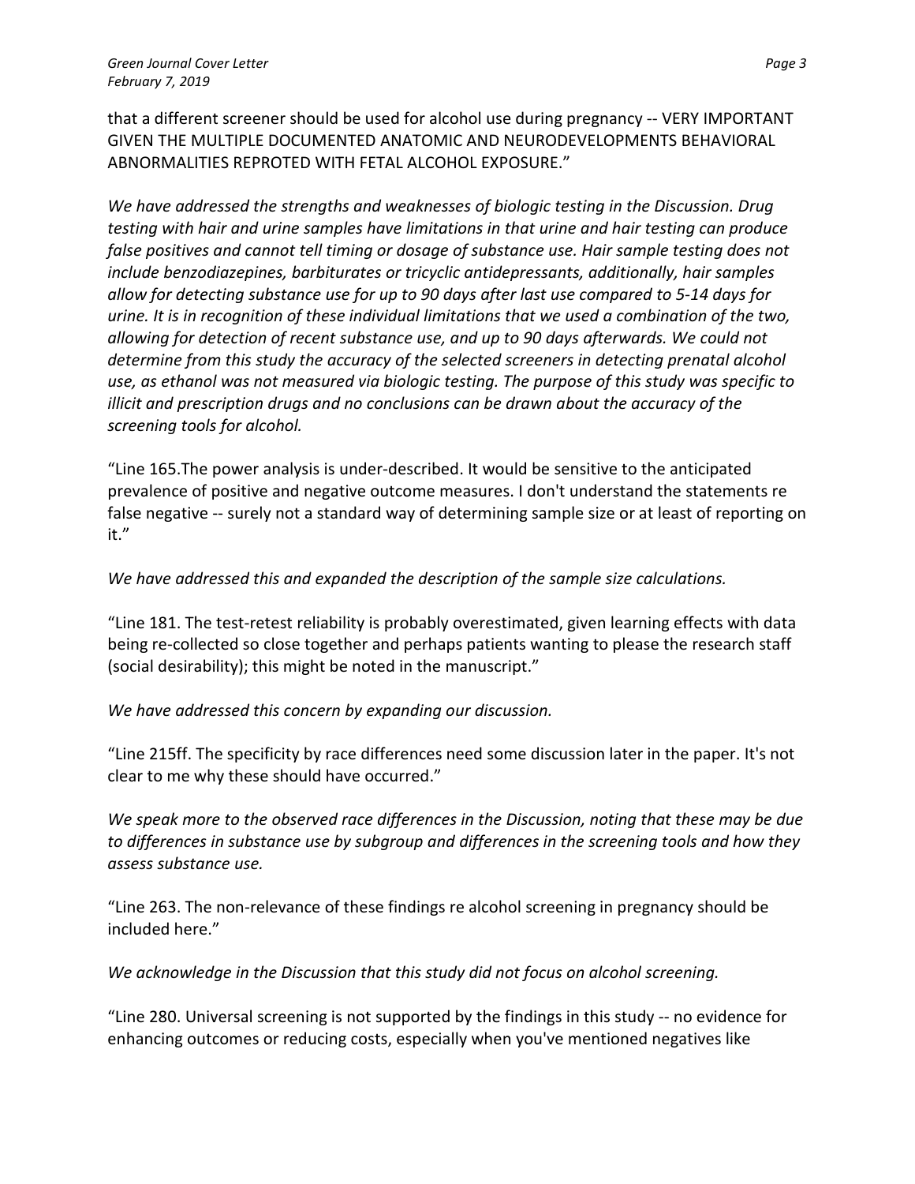that a different screener should be used for alcohol use during pregnancy -- VERY IMPORTANT GIVEN THE MULTIPLE DOCUMENTED ANATOMIC AND NEURODEVELOPMENTS BEHAVIORAL ABNORMALITIES REPROTED WITH FETAL ALCOHOL EXPOSURE."

*We have addressed the strengths and weaknesses of biologic testing in the Discussion. Drug testing with hair and urine samples have limitations in that urine and hair testing can produce false positives and cannot tell timing or dosage of substance use. Hair sample testing does not include benzodiazepines, barbiturates or tricyclic antidepressants, additionally, hair samples allow for detecting substance use for up to 90 days after last use compared to 5-14 days for urine. It is in recognition of these individual limitations that we used a combination of the two, allowing for detection of recent substance use, and up to 90 days afterwards. We could not determine from this study the accuracy of the selected screeners in detecting prenatal alcohol use, as ethanol was not measured via biologic testing. The purpose of this study was specific to illicit and prescription drugs and no conclusions can be drawn about the accuracy of the screening tools for alcohol.*

"Line 165.The power analysis is under-described. It would be sensitive to the anticipated prevalence of positive and negative outcome measures. I don't understand the statements re false negative -- surely not a standard way of determining sample size or at least of reporting on it."

*We have addressed this and expanded the description of the sample size calculations.*

"Line 181. The test-retest reliability is probably overestimated, given learning effects with data being re-collected so close together and perhaps patients wanting to please the research staff (social desirability); this might be noted in the manuscript."

*We have addressed this concern by expanding our discussion.*

"Line 215ff. The specificity by race differences need some discussion later in the paper. It's not clear to me why these should have occurred."

*We speak more to the observed race differences in the Discussion, noting that these may be due to differences in substance use by subgroup and differences in the screening tools and how they assess substance use.*

"Line 263. The non-relevance of these findings re alcohol screening in pregnancy should be included here."

*We acknowledge in the Discussion that this study did not focus on alcohol screening.*

"Line 280. Universal screening is not supported by the findings in this study -- no evidence for enhancing outcomes or reducing costs, especially when you've mentioned negatives like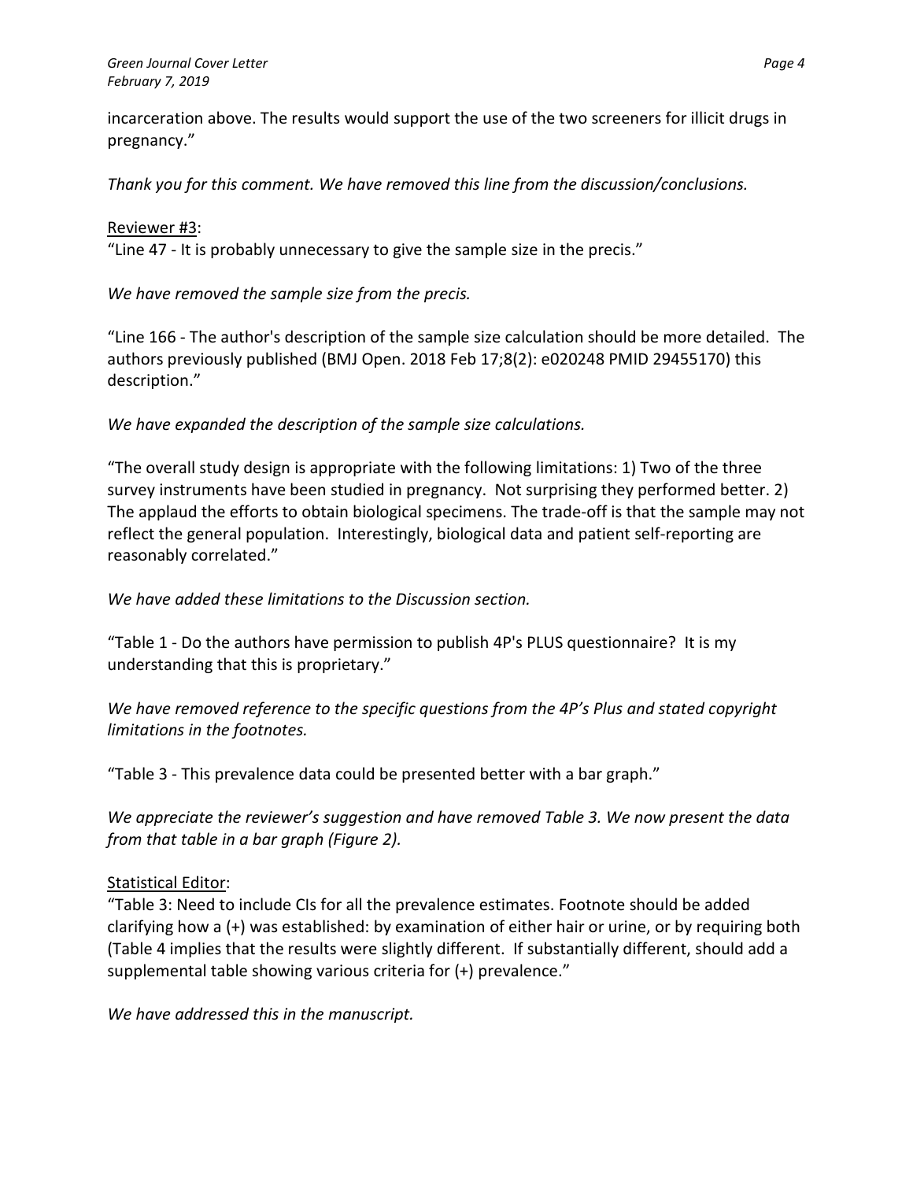incarceration above. The results would support the use of the two screeners for illicit drugs in pregnancy."

*Thank you for this comment. We have removed this line from the discussion/conclusions.*

Reviewer #3:

"Line 47 - It is probably unnecessary to give the sample size in the precis."

*We have removed the sample size from the precis.*

"Line 166 - The author's description of the sample size calculation should be more detailed. The authors previously published (BMJ Open. 2018 Feb 17;8(2): e020248 PMID 29455170) this description."

*We have expanded the description of the sample size calculations.*

"The overall study design is appropriate with the following limitations: 1) Two of the three survey instruments have been studied in pregnancy. Not surprising they performed better. 2) The applaud the efforts to obtain biological specimens. The trade-off is that the sample may not reflect the general population. Interestingly, biological data and patient self-reporting are reasonably correlated."

*We have added these limitations to the Discussion section.*

"Table 1 - Do the authors have permission to publish 4P's PLUS questionnaire? It is my understanding that this is proprietary."

*We have removed reference to the specific questions from the 4P's Plus and stated copyright limitations in the footnotes.*

"Table 3 - This prevalence data could be presented better with a bar graph."

*We appreciate the reviewer's suggestion and have removed Table 3. We now present the data from that table in a bar graph (Figure 2).*

Statistical Editor:

"Table 3: Need to include CIs for all the prevalence estimates. Footnote should be added clarifying how a (+) was established: by examination of either hair or urine, or by requiring both (Table 4 implies that the results were slightly different. If substantially different, should add a supplemental table showing various criteria for (+) prevalence."

*We have addressed this in the manuscript.*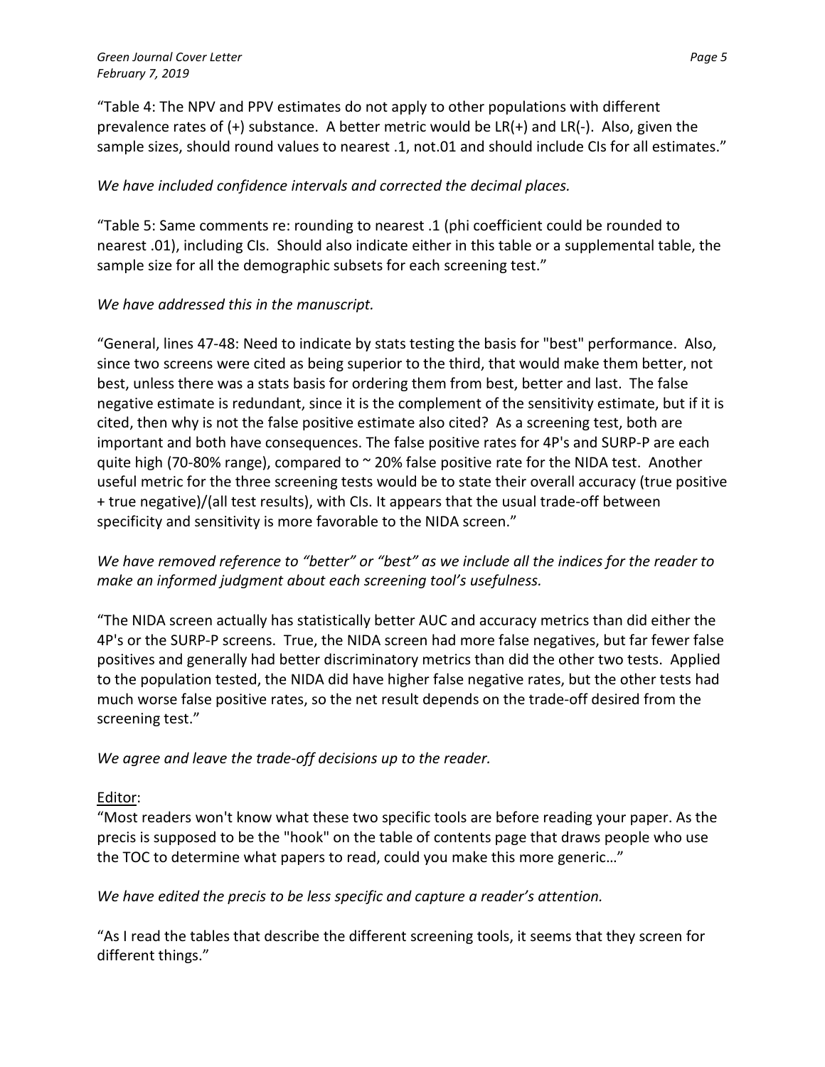"Table 4: The NPV and PPV estimates do not apply to other populations with different prevalence rates of (+) substance. A better metric would be LR(+) and LR(-). Also, given the sample sizes, should round values to nearest .1, not.01 and should include CIs for all estimates."

*We have included confidence intervals and corrected the decimal places.*

"Table 5: Same comments re: rounding to nearest .1 (phi coefficient could be rounded to nearest .01), including CIs. Should also indicate either in this table or a supplemental table, the sample size for all the demographic subsets for each screening test."

*We have addressed this in the manuscript.*

"General, lines 47-48: Need to indicate by stats testing the basis for "best" performance. Also, since two screens were cited as being superior to the third, that would make them better, not best, unless there was a stats basis for ordering them from best, better and last. The false negative estimate is redundant, since it is the complement of the sensitivity estimate, but if it is cited, then why is not the false positive estimate also cited? As a screening test, both are important and both have consequences. The false positive rates for 4P's and SURP-P are each quite high (70-80% range), compared to ~ 20% false positive rate for the NIDA test. Another useful metric for the three screening tests would be to state their overall accuracy (true positive + true negative)/(all test results), with CIs. It appears that the usual trade-off between specificity and sensitivity is more favorable to the NIDA screen."

*We have removed reference to "better" or "best" as we include all the indices for the reader to make an informed judgment about each screening tool's usefulness.*

"The NIDA screen actually has statistically better AUC and accuracy metrics than did either the 4P's or the SURP-P screens. True, the NIDA screen had more false negatives, but far fewer false positives and generally had better discriminatory metrics than did the other two tests. Applied to the population tested, the NIDA did have higher false negative rates, but the other tests had much worse false positive rates, so the net result depends on the trade-off desired from the screening test."

*We agree and leave the trade-off decisions up to the reader.*

<u>Editor</u>:

"Most readers won't know what these two specific tools are before reading your paper. As the precis is supposed to be the "hook" on the table of contents page that draws people who use the TOC to determine what papers to read, could you make this more generic…"

*We have edited the precis to be less specific and capture a reader's attention.*

"As I read the tables that describe the different screening tools, it seems that they screen for different things."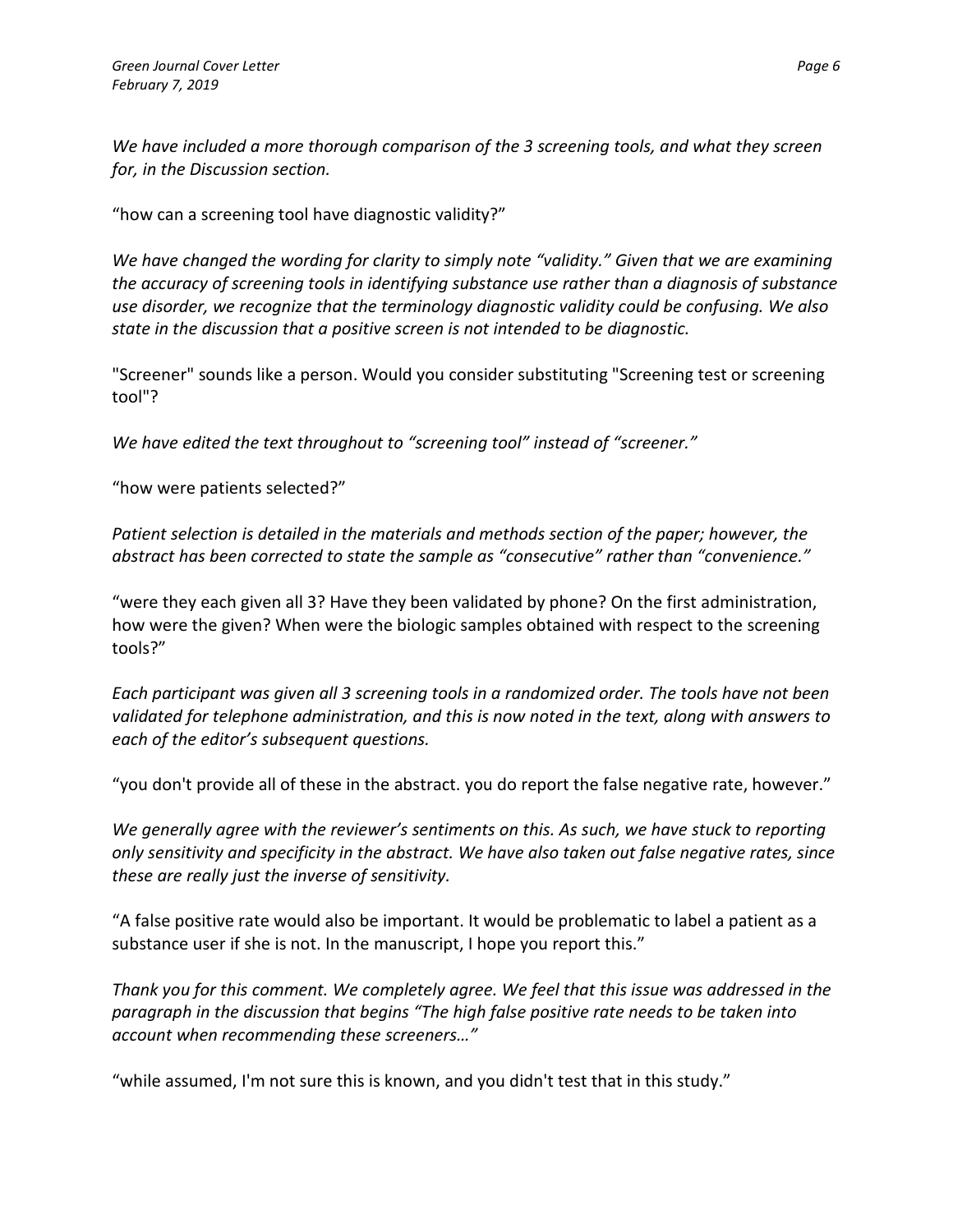*We have included a more thorough comparison of the 3 screening tools, and what they screen for, in the Discussion section.*

“how can a screening tool have diagnostic validity?”

*We have changed the wording for clarity to simply note “validity.” Given that we are examining the accuracy of screening tools in identifying substance use rather than a diagnosis of substance use disorder, we recognize that the terminology diagnostic validity could be confusing. We also state in the discussion that a positive screen is not intended to be diagnostic.*

"Screener" sounds like a person. Would you consider substituting "Screening test or screening tool"?

*We have edited the text throughout to “screening tool” instead of “screener.”*

“how were patients selected?”

*Patient selection is detailed in the materials and methods section of the paper; however, the abstract has been corrected to state the sample as “consecutive” rather than “convenience.”*

“were they each given all 3? Have they been validated by phone? On the first administration, how were the given? When were the biologic samples obtained with respect to the screening tools?”

*Each participant was given all 3 screening tools in a randomized order. The tools have not been validated for telephone administration, and this is now noted in the text, along with answers to each of the editor’s subsequent questions.*

“you don't provide all of these in the abstract. you do report the false negative rate, however.”

*We generally agree with the reviewer’s sentiments on this. As such, we have stuck to reporting only sensitivity and specificity in the abstract. We have also taken out false negative rates, since these are really just the inverse of sensitivity.*

“A false positive rate would also be important. It would be problematic to label a patient as a substance user if she is not. In the manuscript, I hope you report this.”

*Thank you for this comment. We completely agree. We feel that this issue was addressed in the paragraph in the discussion that begins “The high false positive rate needs to be taken into account when recommending these screeners…”*

“while assumed, I'm not sure this is known, and you didn't test that in this study.”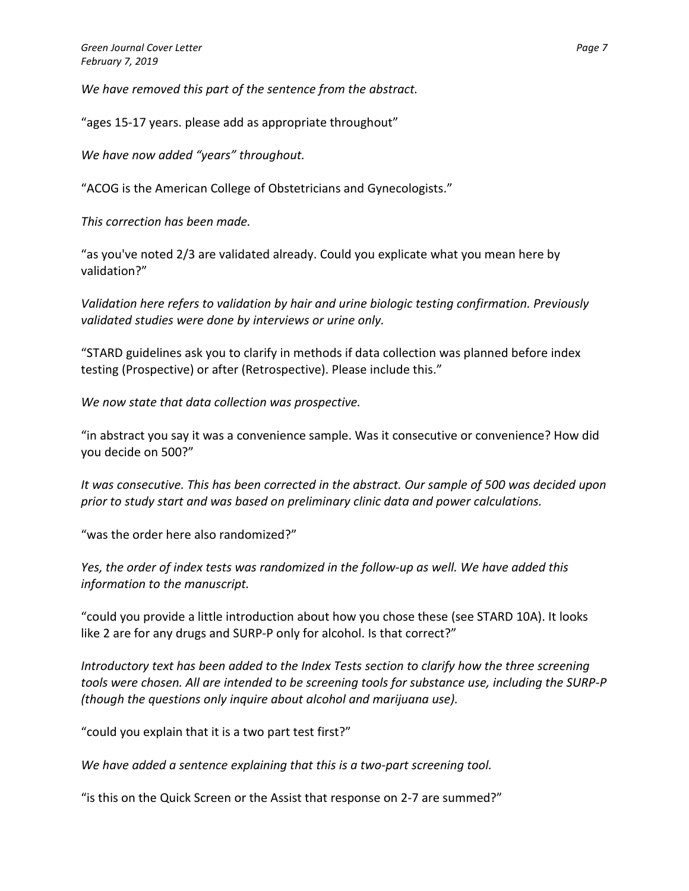*We have removed this part of the sentence from the abstract.*

"ages 15-17 years. please add as appropriate throughout"

*We have now added "years" throughout.*

"ACOG is the American College of Obstetricians and Gynecologists."

*This correction has been made.*

"as you've noted 2/3 are validated already. Could you explicate what you mean here by validation?"

*Validation here refers to validation by hair and urine biologic testing confirmation. Previously validated studies were done by interviews or urine only.*

"STARD guidelines ask you to clarify in methods if data collection was planned before index testing (Prospective) or after (Retrospective). Please include this."

*We now state that data collection was prospective.*

"in abstract you say it was a convenience sample. Was it consecutive or convenience? How did you decide on 500?"

*It was consecutive. This has been corrected in the abstract. Our sample of 500 was decided upon prior to study start and was based on preliminary clinic data and power calculations.*

"was the order here also randomized?"

*Yes, the order of index tests was randomized in the follow-up as well. We have added this information to the manuscript.*

"could you provide a little introduction about how you chose these (see STARD 10A). It looks like 2 are for any drugs and SURP-P only for alcohol. Is that correct?"

*Introductory text has been added to the Index Tests section to clarify how the three screening tools were chosen. All are intended to be screening tools for substance use, including the SURP-P (though the questions only inquire about alcohol and marijuana use).*

"could you explain that it is a two part test first?"

*We have added a sentence explaining that this is a two-part screening tool.*

"is this on the Quick Screen or the Assist that response on 2-7 are summed?"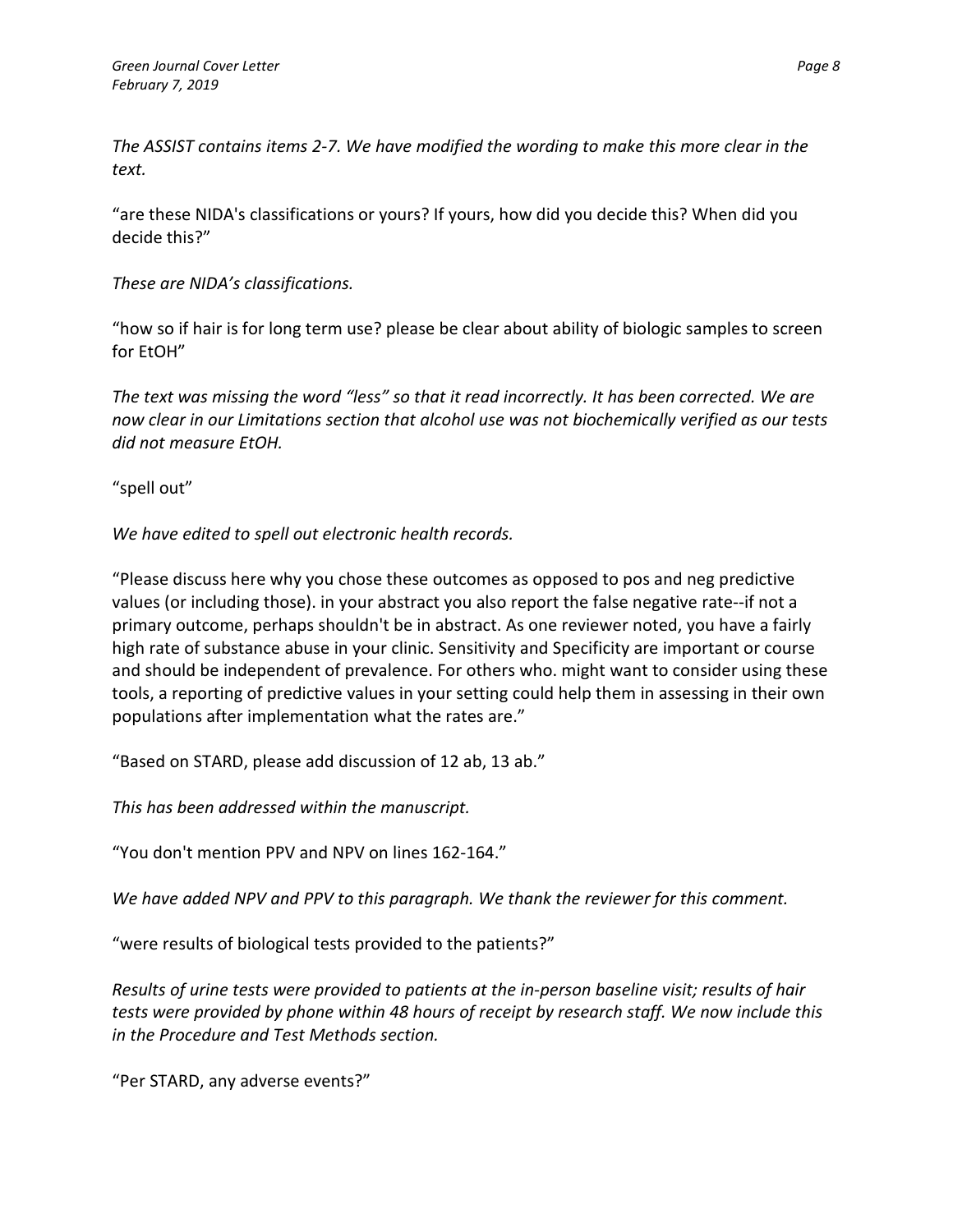*The ASSIST contains items 2-7. We have modified the wording to make this more clear in the text.*

"are these NIDA's classifications or yours? If yours, how did you decide this? When did you decide this?"

*These are NIDA's classifications.*

"how so if hair is for long term use? please be clear about ability of biologic samples to screen for EtOH"

*The text was missing the word "less" so that it read incorrectly. It has been corrected. We are now clear in our Limitations section that alcohol use was not biochemically verified as our tests did not measure EtOH.*

"spell out"

*We have edited to spell out electronic health records.*

"Please discuss here why you chose these outcomes as opposed to pos and neg predictive values (or including those). in your abstract you also report the false negative rate--if not a primary outcome, perhaps shouldn't be in abstract. As one reviewer noted, you have a fairly high rate of substance abuse in your clinic. Sensitivity and Specificity are important or course and should be independent of prevalence. For others who. might want to consider using these tools, a reporting of predictive values in your setting could help them in assessing in their own populations after implementation what the rates are."

"Based on STARD, please add discussion of 12 ab, 13 ab."

*This has been addressed within the manuscript.*

"You don't mention PPV and NPV on lines 162-164."

*We have added NPV and PPV to this paragraph. We thank the reviewer for this comment.*

"were results of biological tests provided to the patients?"

*Results of urine tests were provided to patients at the in-person baseline visit; results of hair tests were provided by phone within 48 hours of receipt by research staff. We now include this in the Procedure and Test Methods section.*

"Per STARD, any adverse events?"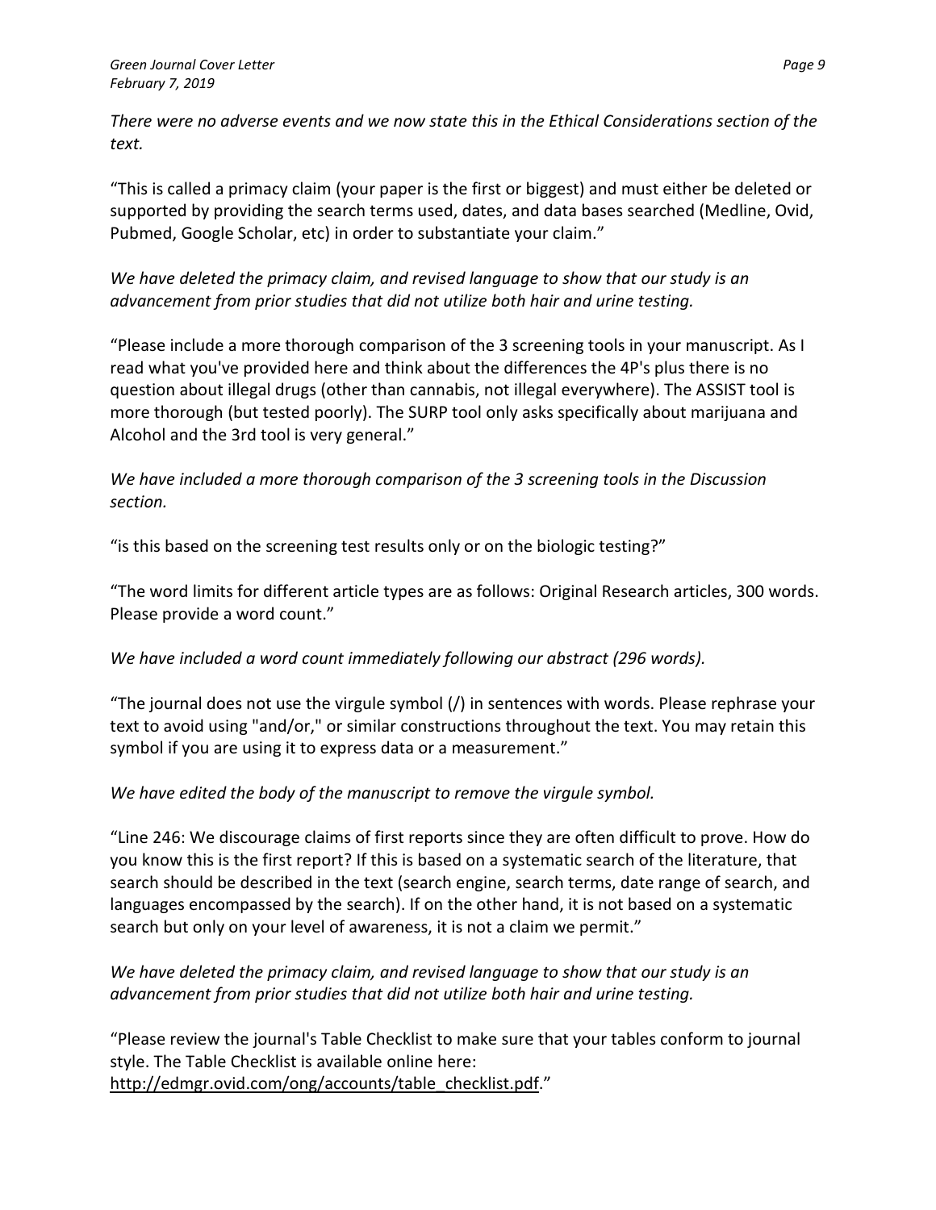*There were no adverse events and we now state this in the Ethical Considerations section of the text.*

"This is called a primacy claim (your paper is the first or biggest) and must either be deleted or supported by providing the search terms used, dates, and data bases searched (Medline, Ovid, Pubmed, Google Scholar, etc) in order to substantiate your claim."

*We have deleted the primacy claim, and revised language to show that our study is an advancement from prior studies that did not utilize both hair and urine testing.*

"Please include a more thorough comparison of the 3 screening tools in your manuscript. As I read what you've provided here and think about the differences the 4P's plus there is no question about illegal drugs (other than cannabis, not illegal everywhere). The ASSIST tool is more thorough (but tested poorly). The SURP tool only asks specifically about marijuana and Alcohol and the 3rd tool is very general."

*We have included a more thorough comparison of the 3 screening tools in the Discussion section.*

"is this based on the screening test results only or on the biologic testing?"

"The word limits for different article types are as follows: Original Research articles, 300 words. Please provide a word count."

*We have included a word count immediately following our abstract (296 words).*

"The journal does not use the virgule symbol (/) in sentences with words. Please rephrase your text to avoid using "and/or," or similar constructions throughout the text. You may retain this symbol if you are using it to express data or a measurement."

*We have edited the body of the manuscript to remove the virgule symbol.*

"Line 246: We discourage claims of first reports since they are often difficult to prove. How do you know this is the first report? If this is based on a systematic search of the literature, that search should be described in the text (search engine, search terms, date range of search, and languages encompassed by the search). If on the other hand, it is not based on a systematic search but only on your level of awareness, it is not a claim we permit."

*We have deleted the primacy claim, and revised language to show that our study is an advancement from prior studies that did not utilize both hair and urine testing.*

"Please review the journal's Table Checklist to make sure that your tables conform to journal style. The Table Checklist is available online here: http://edmgr.ovid.com/ong/accounts/table_checklist.pdf."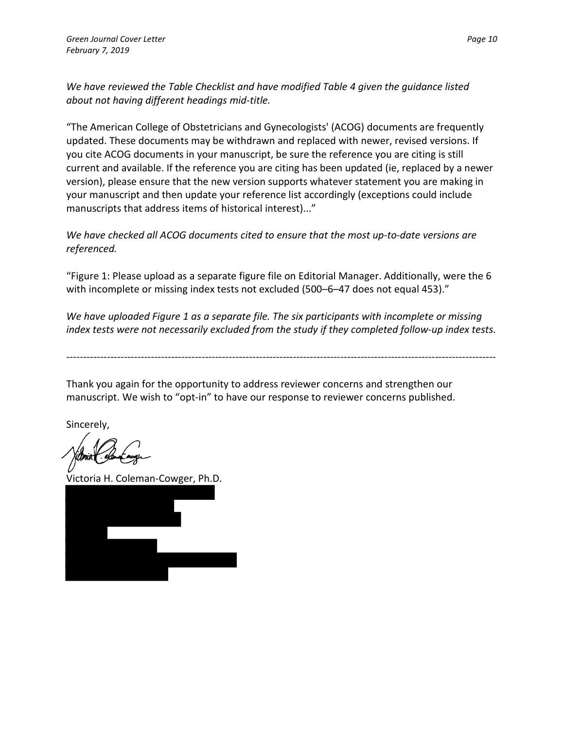*We have reviewed the Table Checklist and have modified Table 4 given the guidance listed about not having different headings mid-title.*

"The American College of Obstetricians and Gynecologists' (ACOG) documents are frequently updated. These documents may be withdrawn and replaced with newer, revised versions. If you cite ACOG documents in your manuscript, be sure the reference you are citing is still current and available. If the reference you are citing has been updated (ie, replaced by a newer version), please ensure that the new version supports whatever statement you are making in your manuscript and then update your reference list accordingly (exceptions could include manuscripts that address items of historical interest)..."

*We have checked all ACOG documents cited to ensure that the most up-to-date versions are referenced.*

"Figure 1: Please upload as a separate figure file on Editorial Manager. Additionally, were the 6 with incomplete or missing index tests not excluded (500–6–47 does not equal 453)."

*We have uploaded Figure 1 as a separate file. The six participants with incomplete or missing index tests were not necessarily excluded from the study if they completed follow-up index tests.*

---

Thank you again for the opportunity to address reviewer concerns and strengthen our manuscript. We wish to "opt-in" to have our response to reviewer concerns published.

Sincerely,

Victoria H. Coleman-Cowger, Ph.D.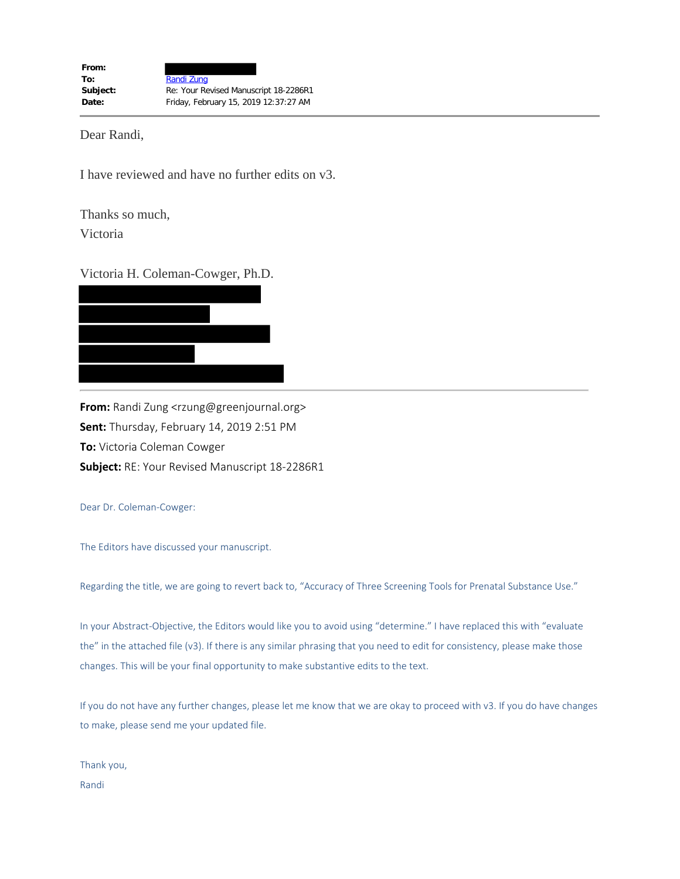**From:** 
**To:** Randi Zung
**Subject:** Re: Your Revised Manuscript 18-2286R1
**Date:** Friday, February 15, 2019 12:37:27 AM

---

Dear Randi,

I have reviewed and have no further edits on v3.

Thanks so much,
Victoria

Victoria H. Coleman-Cowger, Ph.D.

---

**From:** Randi Zung <rzung@greenjournal.org>
**Sent:** Thursday, February 14, 2019 2:51 PM
**To:** Victoria Coleman Cowger
**Subject:** RE: Your Revised Manuscript 18-2286R1

Dear Dr. Coleman-Cowger:

The Editors have discussed your manuscript.

Regarding the title, we are going to revert back to, "Accuracy of Three Screening Tools for Prenatal Substance Use."

In your Abstract-Objective, the Editors would like you to avoid using "determine." I have replaced this with "evaluate the" in the attached file (v3). If there is any similar phrasing that you need to edit for consistency, please make those changes. This will be your final opportunity to make substantive edits to the text.

If you do not have any further changes, please let me know that we are okay to proceed with v3. If you do have changes to make, please send me your updated file.

Thank you,
Randi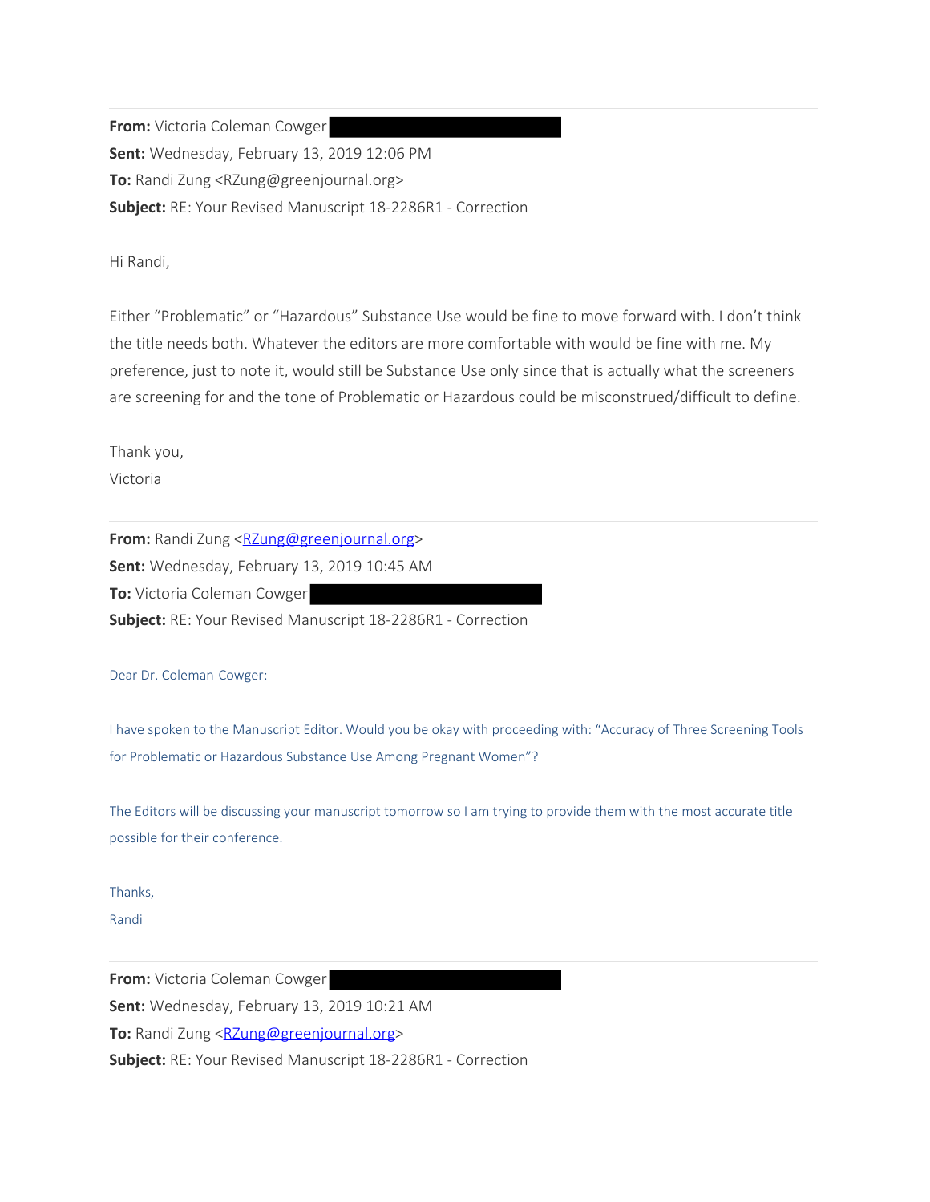---

**From:** Victoria Coleman Cowger
**Sent:** Wednesday, February 13, 2019 12:06 PM
**To:** Randi Zung <RZung@greenjournal.org>
**Subject:** RE: Your Revised Manuscript 18-2286R1 - Correction

Hi Randi,

Either "Problematic" or "Hazardous" Substance Use would be fine to move forward with. I don't think the title needs both. Whatever the editors are more comfortable with would be fine with me. My preference, just to note it, would still be Substance Use only since that is actually what the screeners are screening for and the tone of Problematic or Hazardous could be misconstrued/difficult to define.

Thank you,
Victoria

---

**From:** Randi Zung <RZung@greenjournal.org>
**Sent:** Wednesday, February 13, 2019 10:45 AM
**To:** Victoria Coleman Cowger
**Subject:** RE: Your Revised Manuscript 18-2286R1 - Correction

Dear Dr. Coleman-Cowger:

I have spoken to the Manuscript Editor. Would you be okay with proceeding with: "Accuracy of Three Screening Tools for Problematic or Hazardous Substance Use Among Pregnant Women"?

The Editors will be discussing your manuscript tomorrow so I am trying to provide them with the most accurate title possible for their conference.

Thanks,
Randi

---

**From:** Victoria Coleman Cowger
**Sent:** Wednesday, February 13, 2019 10:21 AM
**To:** Randi Zung <RZung@greenjournal.org>
**Subject:** RE: Your Revised Manuscript 18-2286R1 - Correction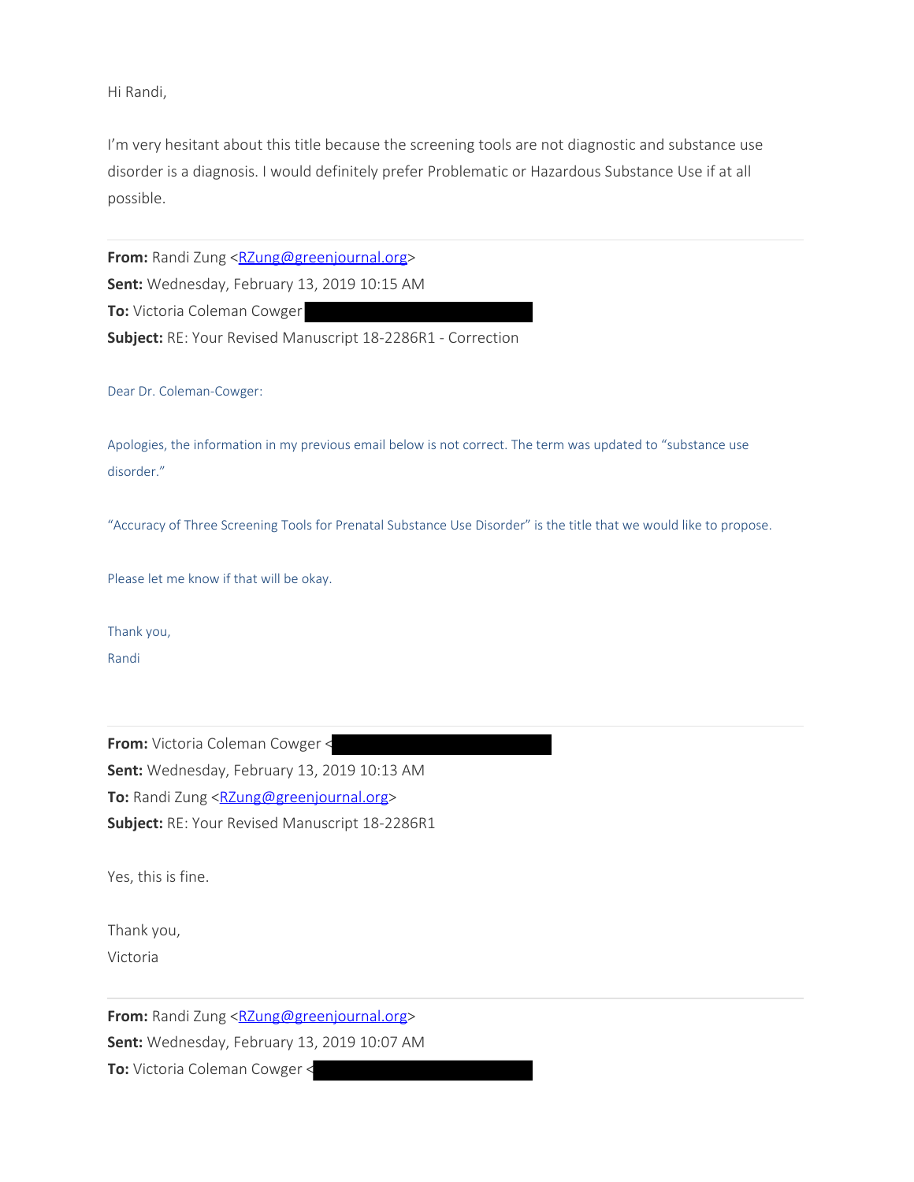Hi Randi,

I'm very hesitant about this title because the screening tools are not diagnostic and substance use disorder is a diagnosis. I would definitely prefer Problematic or Hazardous Substance Use if at all possible.

---

**From:** Randi Zung <RZung@greenjournal.org>
**Sent:** Wednesday, February 13, 2019 10:15 AM
**To:** Victoria Coleman Cowger
**Subject:** RE: Your Revised Manuscript 18-2286R1 - Correction

Dear Dr. Coleman-Cowger:

Apologies, the information in my previous email below is not correct. The term was updated to "substance use disorder."

"Accuracy of Three Screening Tools for Prenatal Substance Use Disorder" is the title that we would like to propose.

Please let me know if that will be okay.

Thank you,
Randi

---

**From:** Victoria Coleman Cowger <
**Sent:** Wednesday, February 13, 2019 10:13 AM
**To:** Randi Zung <RZung@greenjournal.org>
**Subject:** RE: Your Revised Manuscript 18-2286R1

Yes, this is fine.

Thank you,
Victoria

---

**From:** Randi Zung <RZung@greenjournal.org>
**Sent:** Wednesday, February 13, 2019 10:07 AM
**To:** Victoria Coleman Cowger <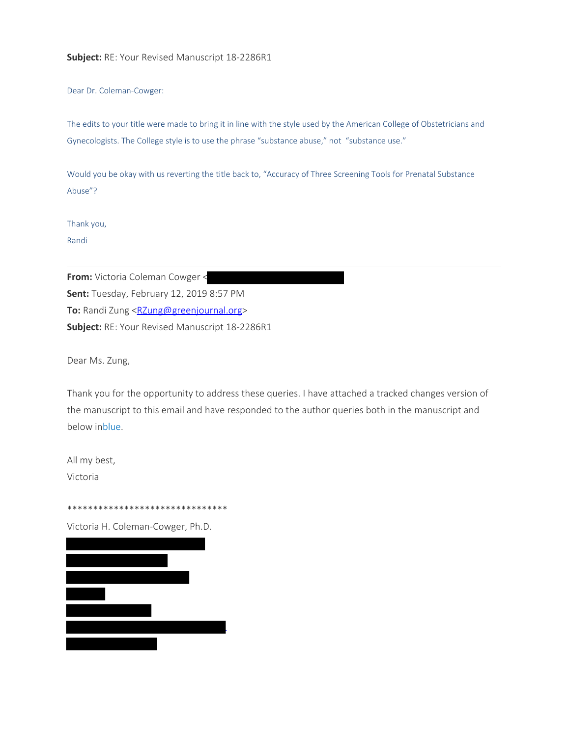**Subject:** RE: Your Revised Manuscript 18-2286R1

Dear Dr. Coleman-Cowger:

The edits to your title were made to bring it in line with the style used by the American College of Obstetricians and Gynecologists. The College style is to use the phrase "substance abuse," not "substance use."

Would you be okay with us reverting the title back to, "Accuracy of Three Screening Tools for Prenatal Substance Abuse"?

Thank you,
Randi

---

**From:** Victoria Coleman Cowger <
**Sent:** Tuesday, February 12, 2019 8:57 PM
**To:** Randi Zung <RZung@greenjournal.org>
**Subject:** RE: Your Revised Manuscript 18-2286R1

Dear Ms. Zung,

Thank you for the opportunity to address these queries. I have attached a tracked changes version of the manuscript to this email and have responded to the author queries both in the manuscript and below inblue.

All my best,
Victoria

*******************************

Victoria H. Coleman-Cowger, Ph.D.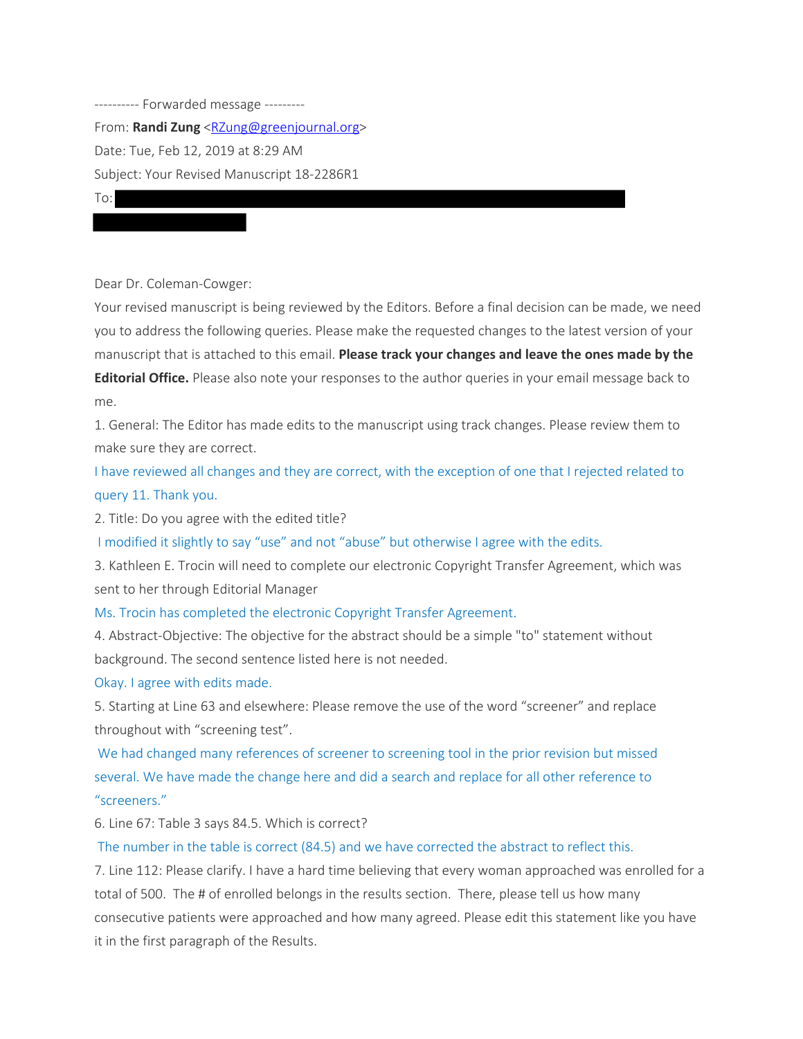---------- Forwarded message ---------

From: **Randi Zung** <RZung@greenjournal.org>

Date: Tue, Feb 12, 2019 at 8:29 AM

Subject: Your Revised Manuscript 18-2286R1

To:

Dear Dr. Coleman-Cowger:

Your revised manuscript is being reviewed by the Editors. Before a final decision can be made, we need you to address the following queries. Please make the requested changes to the latest version of your manuscript that is attached to this email. **Please track your changes and leave the ones made by the Editorial Office.** Please also note your responses to the author queries in your email message back to me.

1. General: The Editor has made edits to the manuscript using track changes. Please review them to make sure they are correct.

I have reviewed all changes and they are correct, with the exception of one that I rejected related to query 11. Thank you.

2. Title: Do you agree with the edited title?

I modified it slightly to say "use" and not "abuse" but otherwise I agree with the edits.

3. Kathleen E. Trocin will need to complete our electronic Copyright Transfer Agreement, which was sent to her through Editorial Manager

Ms. Trocin has completed the electronic Copyright Transfer Agreement.

4. Abstract-Objective: The objective for the abstract should be a simple "to" statement without background. The second sentence listed here is not needed.

Okay. I agree with edits made.

5. Starting at Line 63 and elsewhere: Please remove the use of the word "screener" and replace throughout with "screening test".

We had changed many references of screener to screening tool in the prior revision but missed several. We have made the change here and did a search and replace for all other reference to "screeners."

6. Line 67: Table 3 says 84.5. Which is correct?

The number in the table is correct (84.5) and we have corrected the abstract to reflect this.

7. Line 112: Please clarify. I have a hard time believing that every woman approached was enrolled for a total of 500. The # of enrolled belongs in the results section. There, please tell us how many consecutive patients were approached and how many agreed. Please edit this statement like you have it in the first paragraph of the Results.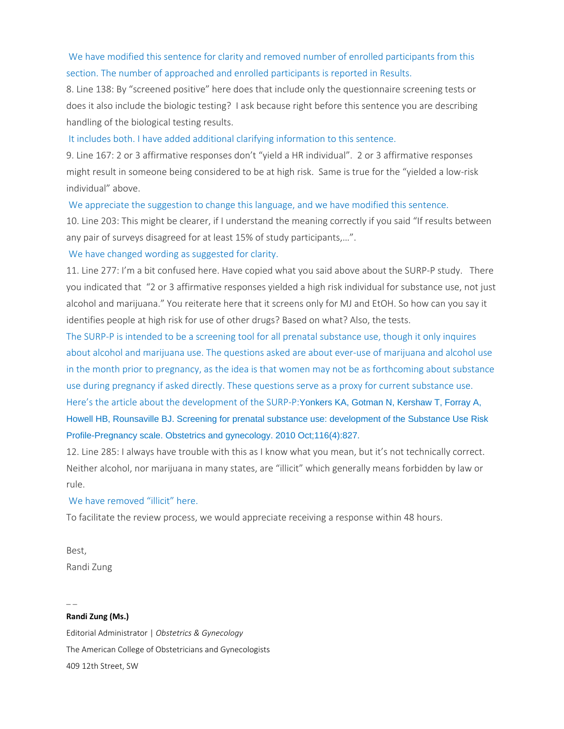We have modified this sentence for clarity and removed number of enrolled participants from this section. The number of approached and enrolled participants is reported in Results.

8. Line 138: By "screened positive" here does that include only the questionnaire screening tests or does it also include the biologic testing? I ask because right before this sentence you are describing handling of the biological testing results.

It includes both. I have added additional clarifying information to this sentence.

9. Line 167: 2 or 3 affirmative responses don't "yield a HR individual". 2 or 3 affirmative responses might result in someone being considered to be at high risk. Same is true for the "yielded a low-risk individual" above.

We appreciate the suggestion to change this language, and we have modified this sentence.

10. Line 203: This might be clearer, if I understand the meaning correctly if you said "If results between any pair of surveys disagreed for at least 15% of study participants,…".

We have changed wording as suggested for clarity.

11. Line 277: I'm a bit confused here. Have copied what you said above about the SURP-P study. There you indicated that "2 or 3 affirmative responses yielded a high risk individual for substance use, not just alcohol and marijuana." You reiterate here that it screens only for MJ and EtOH. So how can you say it identifies people at high risk for use of other drugs? Based on what? Also, the tests.

The SURP-P is intended to be a screening tool for all prenatal substance use, though it only inquires about alcohol and marijuana use. The questions asked are about ever-use of marijuana and alcohol use in the month prior to pregnancy, as the idea is that women may not be as forthcoming about substance use during pregnancy if asked directly. These questions serve as a proxy for current substance use. Here's the article about the development of the SURP-P:Yonkers KA, Gotman N, Kershaw T, Forray A, Howell HB, Rounsaville BJ. Screening for prenatal substance use: development of the Substance Use Risk Profile-Pregnancy scale. Obstetrics and gynecology. 2010 Oct;116(4):827.

12. Line 285: I always have trouble with this as I know what you mean, but it's not technically correct. Neither alcohol, nor marijuana in many states, are "illicit" which generally means forbidden by law or rule.

We have removed "illicit" here.

To facilitate the review process, we would appreciate receiving a response within 48 hours.

Best,
Randi Zung

– –

**Randi Zung (Ms.)**

Editorial Administrator | *Obstetrics & Gynecology*

The American College of Obstetricians and Gynecologists

409 12th Street, SW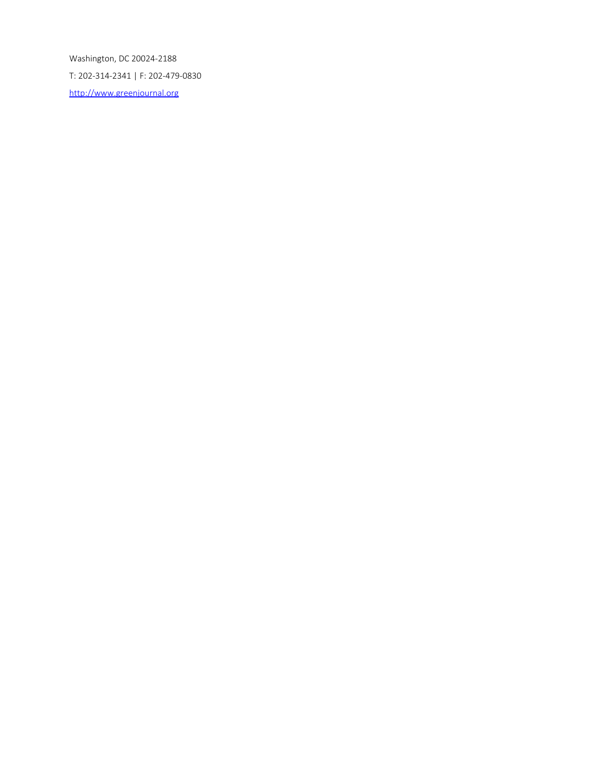Washington, DC 20024-2188

T: 202-314-2341 | F: 202-479-0830

http://www.greenjournal.org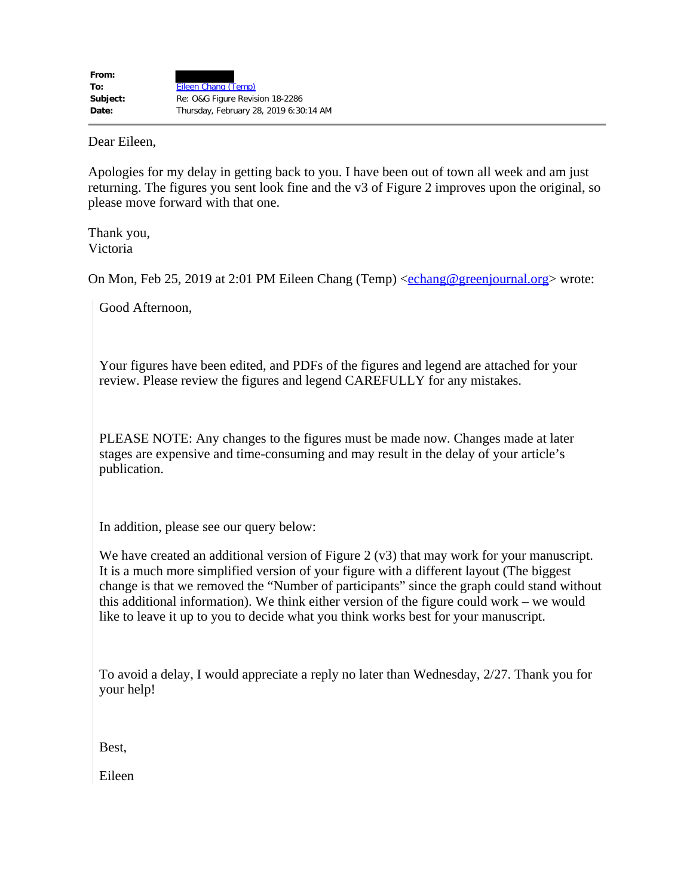**From:** 
**To:** Eileen Chang (Temp)
**Subject:** Re: O&G Figure Revision 18-2286
**Date:** Thursday, February 28, 2019 6:30:14 AM

---

Dear Eileen,

Apologies for my delay in getting back to you. I have been out of town all week and am just returning. The figures you sent look fine and the v3 of Figure 2 improves upon the original, so please move forward with that one.

Thank you,
Victoria

On Mon, Feb 25, 2019 at 2:01 PM Eileen Chang (Temp) <echang@greenjournal.org> wrote:

> Good Afternoon,
>
> Your figures have been edited, and PDFs of the figures and legend are attached for your review. Please review the figures and legend CAREFULLY for any mistakes.
>
> PLEASE NOTE: Any changes to the figures must be made now. Changes made at later stages are expensive and time-consuming and may result in the delay of your article's publication.
>
> In addition, please see our query below:
>
> We have created an additional version of Figure 2 (v3) that may work for your manuscript. It is a much more simplified version of your figure with a different layout (The biggest change is that we removed the "Number of participants" since the graph could stand without this additional information). We think either version of the figure could work – we would like to leave it up to you to decide what you think works best for your manuscript.
>
> To avoid a delay, I would appreciate a reply no later than Wednesday, 2/27. Thank you for your help!
>
> Best,
>
> Eileen